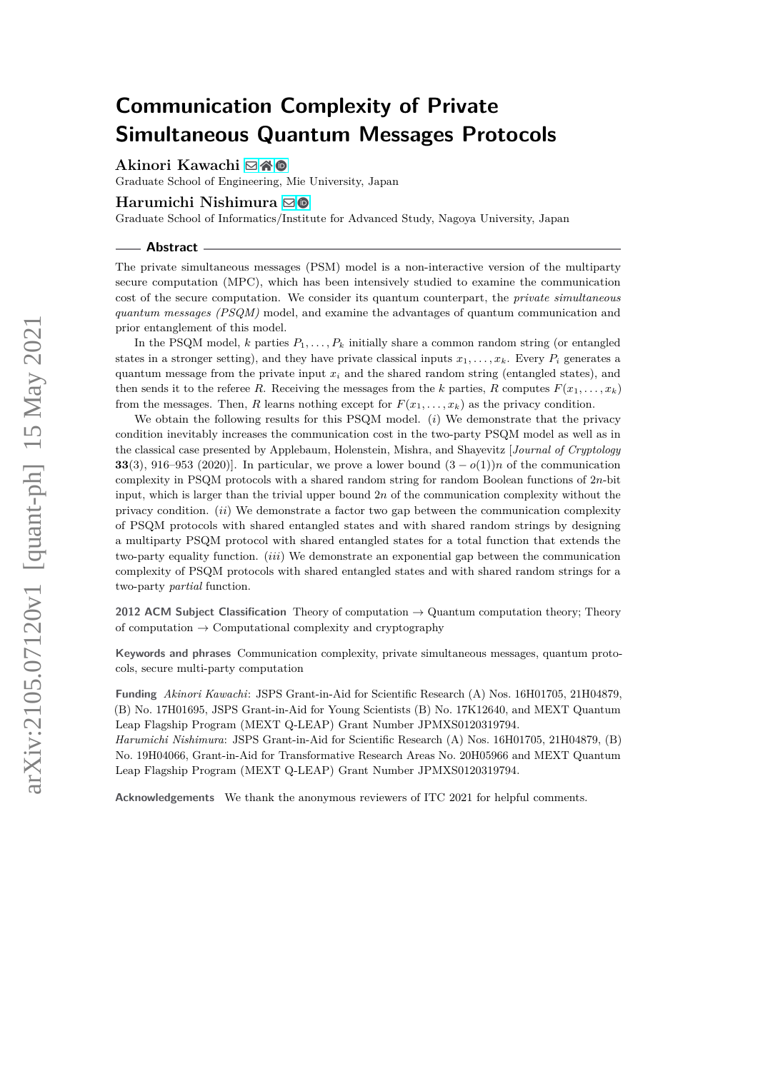# Communication Complexity of Private Simultaneous Quantum Messages Protocols

**Akinori Kawachi**
Graduate School of Engineering, Mie University, Japan

**Harumichi Nishimura**
Graduate School of Informatics/Institute for Advanced Study, Nagoya University, Japan

## Abstract

The private simultaneous messages (PSM) model is a non-interactive version of the multiparty secure computation (MPC), which has been intensively studied to examine the communication cost of the secure computation. We consider its quantum counterpart, the *private simultaneous quantum messages (PSQM)* model, and examine the advantages of quantum communication and prior entanglement of this model.

In the PSQM model, $k$ parties $P_1, \ldots, P_k$ initially share a common random string (or entangled states in a stronger setting), and they have private classical inputs $x_1, \ldots, x_k$. Every $P_i$ generates a quantum message from the private input $x_i$ and the shared random string (entangled states), and then sends it to the referee $R$. Receiving the messages from the $k$ parties, $R$ computes $F(x_1, \ldots, x_k)$ from the messages. Then, $R$ learns nothing except for $F(x_1, \ldots, x_k)$ as the privacy condition.

We obtain the following results for this PSQM model. (*i*) We demonstrate that the privacy condition inevitably increases the communication cost in the two-party PSQM model as well as in the classical case presented by Applebaum, Holenstein, Mishra, and Shayevitz [*Journal of Cryptology* **33**(3), 916–953 (2020)]. In particular, we prove a lower bound $(3 - o(1))n$ of the communication complexity in PSQM protocols with a shared random string for random Boolean functions of $2n$-bit input, which is larger than the trivial upper bound $2n$ of the communication complexity without the privacy condition. (*ii*) We demonstrate a factor two gap between the communication complexity of PSQM protocols with shared entangled states and with shared random strings by designing a multiparty PSQM protocol with shared entangled states for a total function that extends the two-party equality function. (*iii*) We demonstrate an exponential gap between the communication complexity of PSQM protocols with shared entangled states and with shared random strings for a two-party *partial* function.

**2012 ACM Subject Classification** Theory of computation → Quantum computation theory; Theory of computation → Computational complexity and cryptography

**Keywords and phrases** Communication complexity, private simultaneous messages, quantum protocols, secure multi-party computation

**Funding** *Akinori Kawachi*: JSPS Grant-in-Aid for Scientific Research (A) Nos. 16H01705, 21H04879, (B) No. 17H01695, JSPS Grant-in-Aid for Young Scientists (B) No. 17K12640, and MEXT Quantum Leap Flagship Program (MEXT Q-LEAP) Grant Number JPMXS0120319794.
*Harumichi Nishimura*: JSPS Grant-in-Aid for Scientific Research (A) Nos. 16H01705, 21H04879, (B) No. 19H04066, Grant-in-Aid for Transformative Research Areas No. 20H05966 and MEXT Quantum Leap Flagship Program (MEXT Q-LEAP) Grant Number JPMXS0120319794.

**Acknowledgements** We thank the anonymous reviewers of ITC 2021 for helpful comments.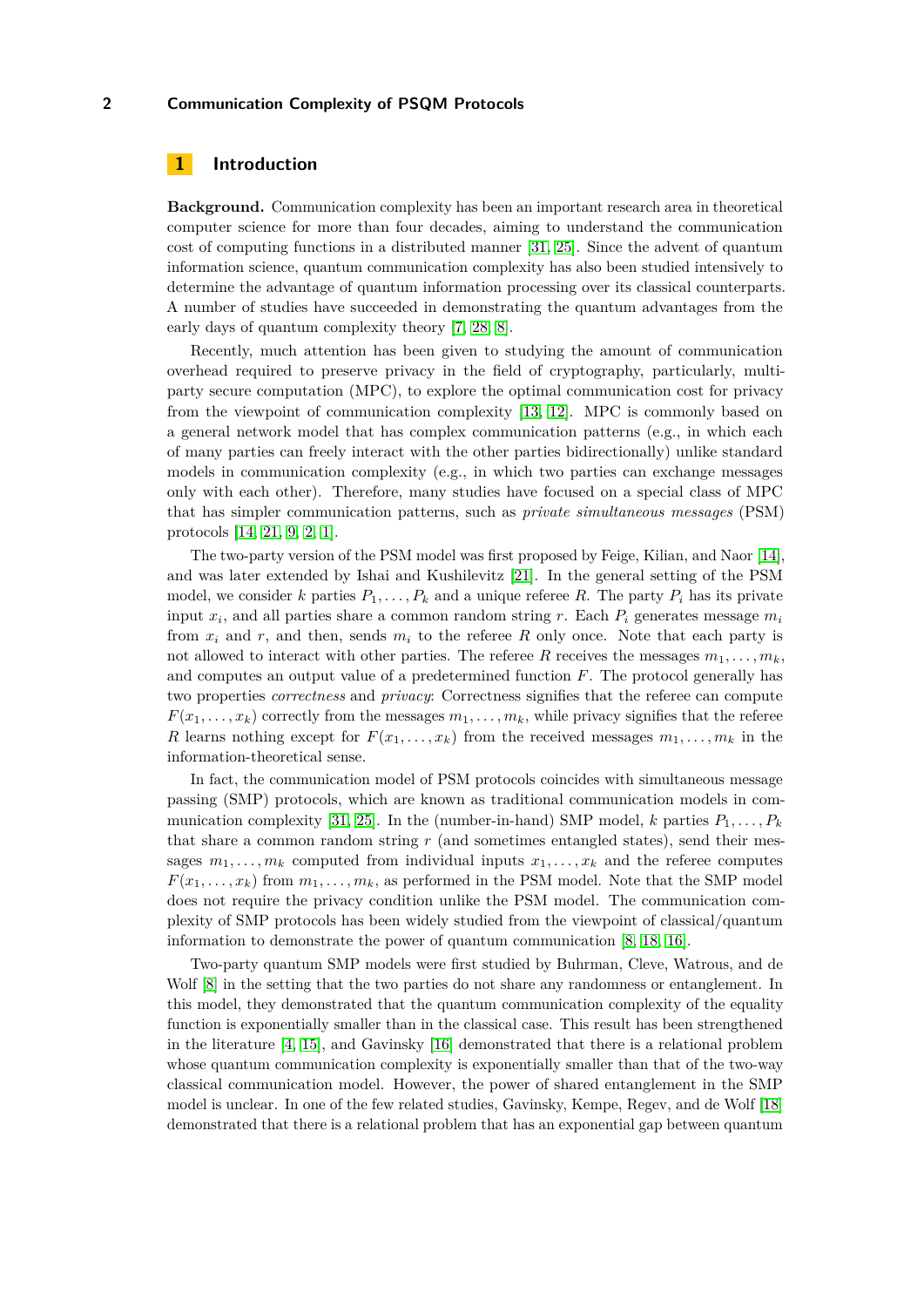## 1 Introduction

**Background.** Communication complexity has been an important research area in theoretical computer science for more than four decades, aiming to understand the communication cost of computing functions in a distributed manner [31, 25]. Since the advent of quantum information science, quantum communication complexity has also been studied intensively to determine the advantage of quantum information processing over its classical counterparts. A number of studies have succeeded in demonstrating the quantum advantages from the early days of quantum complexity theory [7, 28, 8].

Recently, much attention has been given to studying the amount of communication overhead required to preserve privacy in the field of cryptography, particularly, multi-party secure computation (MPC), to explore the optimal communication cost for privacy from the viewpoint of communication complexity [13, 12]. MPC is commonly based on a general network model that has complex communication patterns (e.g., in which each of many parties can freely interact with the other parties bidirectionally) unlike standard models in communication complexity (e.g., in which two parties can exchange messages only with each other). Therefore, many studies have focused on a special class of MPC that has simpler communication patterns, such as *private simultaneous messages* (PSM) protocols [14, 21, 9, 2, 1].

The two-party version of the PSM model was first proposed by Feige, Kilian, and Naor [14], and was later extended by Ishai and Kushilevitz [21]. In the general setting of the PSM model, we consider $k$ parties $P_1, \ldots, P_k$ and a unique referee $R$. The party $P_i$ has its private input $x_i$, and all parties share a common random string $r$. Each $P_i$ generates message $m_i$ from $x_i$ and $r$, and then, sends $m_i$ to the referee $R$ only once. Note that each party is not allowed to interact with other parties. The referee $R$ receives the messages $m_1, \ldots, m_k$, and computes an output value of a predetermined function $F$. The protocol generally has two properties *correctness* and *privacy*: Correctness signifies that the referee can compute $F(x_1, \ldots, x_k)$ correctly from the messages $m_1, \ldots, m_k$, while privacy signifies that the referee $R$ learns nothing except for $F(x_1, \ldots, x_k)$ from the received messages $m_1, \ldots, m_k$ in the information-theoretical sense.

In fact, the communication model of PSM protocols coincides with simultaneous message passing (SMP) protocols, which are known as traditional communication models in communication complexity [31, 25]. In the (number-in-hand) SMP model, $k$ parties $P_1, \ldots, P_k$ that share a common random string $r$ (and sometimes entangled states), send their messages $m_1, \ldots, m_k$ computed from individual inputs $x_1, \ldots, x_k$ and the referee computes $F(x_1, \ldots, x_k)$ from $m_1, \ldots, m_k$, as performed in the PSM model. Note that the SMP model does not require the privacy condition unlike the PSM model. The communication complexity of SMP protocols has been widely studied from the viewpoint of classical/quantum information to demonstrate the power of quantum communication [8, 18, 16].

Two-party quantum SMP models were first studied by Buhrman, Cleve, Watrous, and de Wolf [8] in the setting that the two parties do not share any randomness or entanglement. In this model, they demonstrated that the quantum communication complexity of the equality function is exponentially smaller than in the classical case. This result has been strengthened in the literature [4, 15], and Gavinsky [16] demonstrated that there is a relational problem whose quantum communication complexity is exponentially smaller than that of the two-way classical communication model. However, the power of shared entanglement in the SMP model is unclear. In one of the few related studies, Gavinsky, Kempe, Regev, and de Wolf [18] demonstrated that there is a relational problem that has an exponential gap between quantum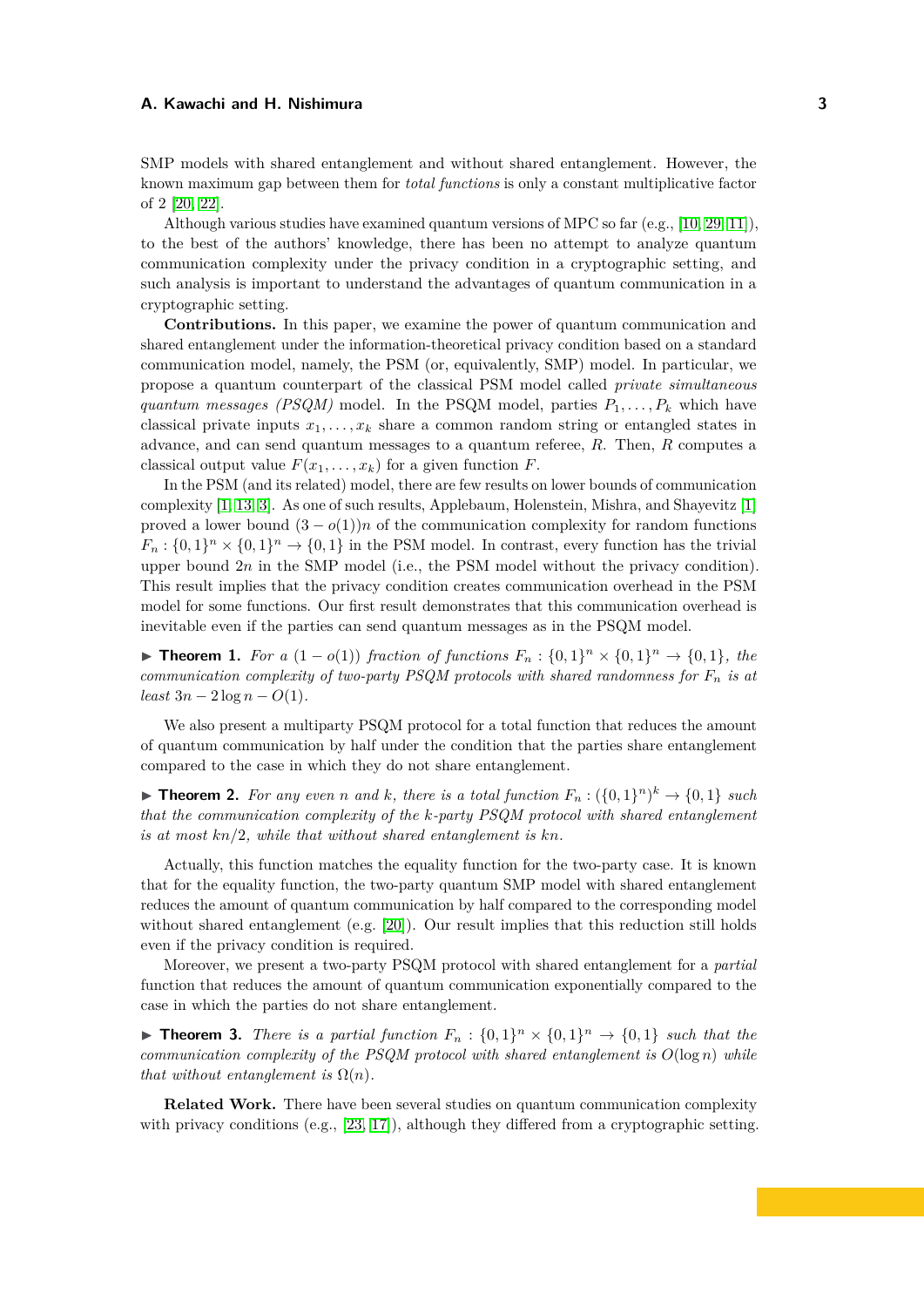SMP models with shared entanglement and without shared entanglement. However, the known maximum gap between them for *total functions* is only a constant multiplicative factor of 2 [20, 22].

Although various studies have examined quantum versions of MPC so far (e.g., [10, 29, 11]), to the best of the authors' knowledge, there has been no attempt to analyze quantum communication complexity under the privacy condition in a cryptographic setting, and such analysis is important to understand the advantages of quantum communication in a cryptographic setting.

**Contributions.** In this paper, we examine the power of quantum communication and shared entanglement under the information-theoretical privacy condition based on a standard communication model, namely, the PSM (or, equivalently, SMP) model. In particular, we propose a quantum counterpart of the classical PSM model called *private simultaneous quantum messages (PSQM)* model. In the PSQM model, parties $P_1, \ldots, P_k$ which have classical private inputs $x_1, \ldots, x_k$ share a common random string or entangled states in advance, and can send quantum messages to a quantum referee, $R$. Then, $R$ computes a classical output value $F(x_1, \ldots, x_k)$ for a given function $F$.

In the PSM (and its related) model, there are few results on lower bounds of communication complexity [1, 13, 3]. As one of such results, Applebaum, Holenstein, Mishra, and Shayevitz [1] proved a lower bound $(3 - o(1))n$ of the communication complexity for random functions $F_n : \{0,1\}^n \times \{0,1\}^n \to \{0,1\}$ in the PSM model. In contrast, every function has the trivial upper bound $2n$ in the SMP model (i.e., the PSM model without the privacy condition). This result implies that the privacy condition creates communication overhead in the PSM model for some functions. Our first result demonstrates that this communication overhead is inevitable even if the parties can send quantum messages as in the PSQM model.

▶ **Theorem 1.** *For a $(1 - o(1))$ fraction of functions $F_n : \{0,1\}^n \times \{0,1\}^n \to \{0,1\}$, the communication complexity of two-party PSQM protocols with shared randomness for $F_n$ is at least $3n - 2\log n - O(1)$.*

We also present a multiparty PSQM protocol for a total function that reduces the amount of quantum communication by half under the condition that the parties share entanglement compared to the case in which they do not share entanglement.

▶ **Theorem 2.** *For any even $n$ and $k$, there is a total function $F_n : (\{0,1\}^n)^k \to \{0,1\}$ such that the communication complexity of the $k$-party PSQM protocol with shared entanglement is at most $kn/2$, while that without shared entanglement is $kn$.*

Actually, this function matches the equality function for the two-party case. It is known that for the equality function, the two-party quantum SMP model with shared entanglement reduces the amount of quantum communication by half compared to the corresponding model without shared entanglement (e.g. [20]). Our result implies that this reduction still holds even if the privacy condition is required.

Moreover, we present a two-party PSQM protocol with shared entanglement for a *partial* function that reduces the amount of quantum communication exponentially compared to the case in which the parties do not share entanglement.

▶ **Theorem 3.** *There is a partial function $F_n : \{0,1\}^n \times \{0,1\}^n \to \{0,1\}$ such that the communication complexity of the PSQM protocol with shared entanglement is $O(\log n)$ while that without entanglement is $\Omega(n)$.*

**Related Work.** There have been several studies on quantum communication complexity with privacy conditions (e.g., [23, 17]), although they differed from a cryptographic setting.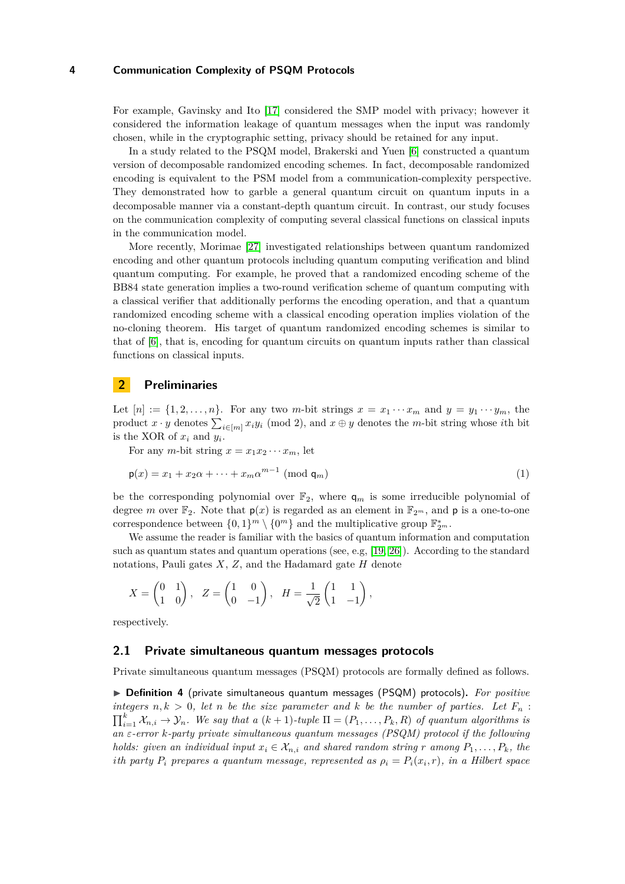For example, Gavinsky and Ito [17] considered the SMP model with privacy; however it considered the information leakage of quantum messages when the input was randomly chosen, while in the cryptographic setting, privacy should be retained for any input.

In a study related to the PSQM model, Brakerski and Yuen [6] constructed a quantum version of decomposable randomized encoding schemes. In fact, decomposable randomized encoding is equivalent to the PSM model from a communication-complexity perspective. They demonstrated how to garble a general quantum circuit on quantum inputs in a decomposable manner via a constant-depth quantum circuit. In contrast, our study focuses on the communication complexity of computing several classical functions on classical inputs in the communication model.

More recently, Morimae [27] investigated relationships between quantum randomized encoding and other quantum protocols including quantum computing verification and blind quantum computing. For example, he proved that a randomized encoding scheme of the BB84 state generation implies a two-round verification scheme of quantum computing with a classical verifier that additionally performs the encoding operation, and that a quantum randomized encoding scheme with a classical encoding operation implies violation of the no-cloning theorem. His target of quantum randomized encoding schemes is similar to that of [6], that is, encoding for quantum circuits on quantum inputs rather than classical functions on classical inputs.

## 2 Preliminaries

Let $[n] := \{1, 2, \ldots, n\}$. For any two $m$-bit strings $x = x_1 \cdots x_m$ and $y = y_1 \cdots y_m$, the product $x \cdot y$ denotes $\sum_{i \in [m]} x_i y_i \pmod 2$, and $x \oplus y$ denotes the $m$-bit string whose $i$th bit is the XOR of $x_i$ and $y_i$.

For any $m$-bit string $x = x_1 x_2 \cdots x_m$, let

$$\mathsf{p}(x) = x_1 + x_2\alpha + \cdots + x_m \alpha^{m-1} \pmod{\mathsf{q}_m} \tag{1}$$

be the corresponding polynomial over $\mathbb{F}_2$, where $\mathsf{q}_m$ is some irreducible polynomial of degree $m$ over $\mathbb{F}_2$. Note that $\mathsf{p}(x)$ is regarded as an element in $\mathbb{F}_{2^m}$, and $\mathsf{p}$ is a one-to-one correspondence between $\{0,1\}^m \setminus \{0^m\}$ and the multiplicative group $\mathbb{F}_{2^m}^*$.

We assume the reader is familiar with the basics of quantum information and computation such as quantum states and quantum operations (see, e.g, [19, 26]). According to the standard notations, Pauli gates $X$, $Z$, and the Hadamard gate $H$ denote

$$X = \begin{pmatrix} 0 & 1 \\ 1 & 0 \end{pmatrix}, \quad Z = \begin{pmatrix} 1 & 0 \\ 0 & -1 \end{pmatrix}, \quad H = \frac{1}{\sqrt{2}} \begin{pmatrix} 1 & 1 \\ 1 & -1 \end{pmatrix},$$

respectively.

### 2.1 Private simultaneous quantum messages protocols

Private simultaneous quantum messages (PSQM) protocols are formally defined as follows.

▶ **Definition 4** (private simultaneous quantum messages (PSQM) protocols). *For positive integers $n, k > 0$, let $n$ be the size parameter and $k$ be the number of parties. Let $F_n : \prod_{i=1}^{k} \mathcal{X}_{n,i} \to \mathcal{Y}_n$. We say that a $(k+1)$-tuple $\Pi = (P_1, \ldots, P_k, R)$ of quantum algorithms is an $\varepsilon$-error $k$-party private simultaneous quantum messages (PSQM) protocol if the following holds: given an individual input $x_i \in \mathcal{X}_{n,i}$ and shared random string $r$ among $P_1, \ldots, P_k$, the $i$th party $P_i$ prepares a quantum message, represented as $\rho_i = P_i(x_i, r)$, in a Hilbert space*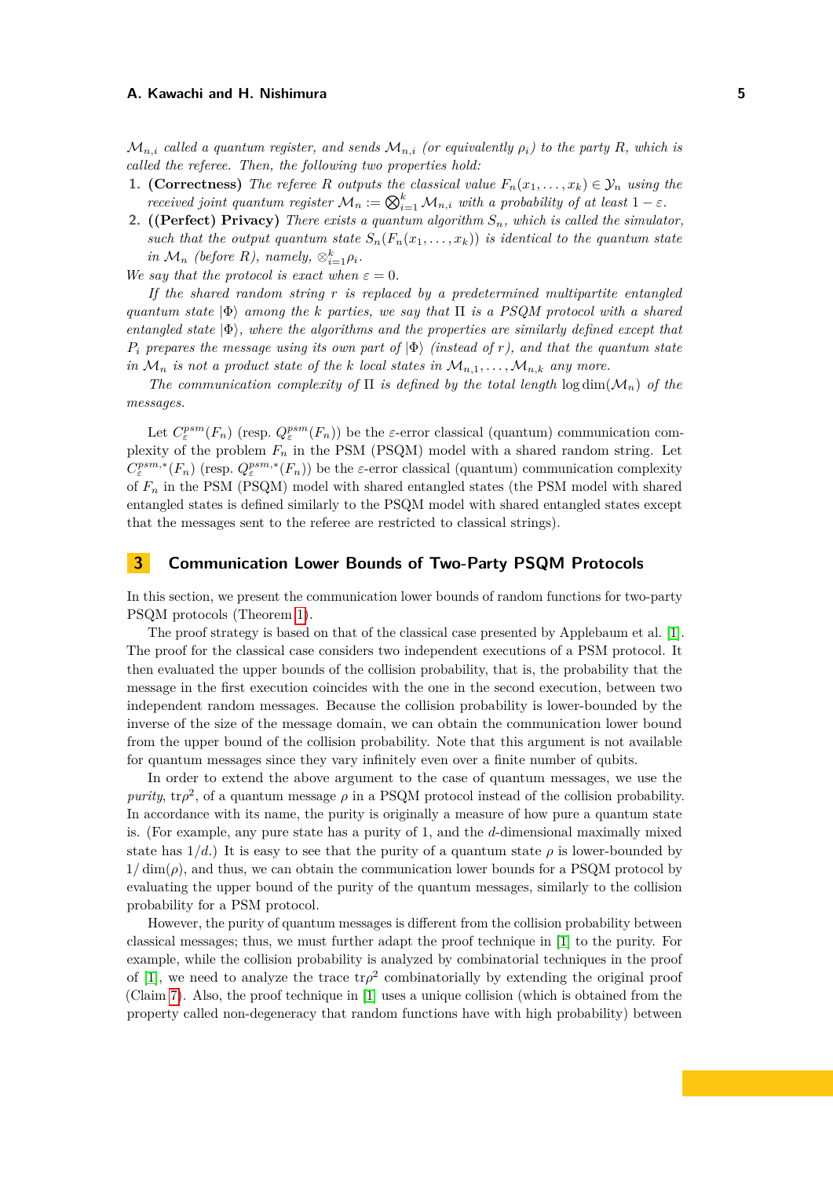*$\mathcal{M}_{n,i}$ called a quantum register, and sends $\mathcal{M}_{n,i}$ (or equivalently $\rho_i$) to the party $R$, which is called the referee. Then, the following two properties hold:*

1. **(Correctness)** *The referee $R$ outputs the classical value $F_n(x_1,\ldots,x_k) \in \mathcal{Y}_n$ using the received joint quantum register $\mathcal{M}_n := \bigotimes_{i=1}^k \mathcal{M}_{n,i}$ with a probability of at least $1-\varepsilon$.*
2. **((Perfect) Privacy)** *There exists a quantum algorithm $S_n$, which is called the simulator, such that the output quantum state $S_n(F_n(x_1,\ldots,x_k))$ is identical to the quantum state in $\mathcal{M}_n$ (before $R$), namely, $\otimes_{i=1}^k \rho_i$.*

*We say that the protocol is exact when $\varepsilon = 0$.*

*If the shared random string $r$ is replaced by a predetermined multipartite entangled quantum state $|\Phi\rangle$ among the $k$ parties, we say that $\Pi$ is a PSQM protocol with a shared entangled state $|\Phi\rangle$, where the algorithms and the properties are similarly defined except that $P_i$ prepares the message using its own part of $|\Phi\rangle$ (instead of $r$), and that the quantum state in $\mathcal{M}_n$ is not a product state of the $k$ local states in $\mathcal{M}_{n,1},\ldots,\mathcal{M}_{n,k}$ any more.*

*The communication complexity of $\Pi$ is defined by the total length $\log\dim(\mathcal{M}_n)$ of the messages.*

Let $C^{psm}_\varepsilon(F_n)$ (resp. $Q^{psm}_\varepsilon(F_n)$) be the $\varepsilon$-error classical (quantum) communication complexity of the problem $F_n$ in the PSM (PSQM) model with a shared random string. Let $C^{psm,*}_\varepsilon(F_n)$ (resp. $Q^{psm,*}_\varepsilon(F_n)$) be the $\varepsilon$-error classical (quantum) communication complexity of $F_n$ in the PSM (PSQM) model with shared entangled states (the PSM model with shared entangled states is defined similarly to the PSQM model with shared entangled states except that the messages sent to the referee are restricted to classical strings).

## 3 Communication Lower Bounds of Two-Party PSQM Protocols

In this section, we present the communication lower bounds of random functions for two-party PSQM protocols (Theorem 1).

The proof strategy is based on that of the classical case presented by Applebaum et al. [1]. The proof for the classical case considers two independent executions of a PSM protocol. It then evaluated the upper bounds of the collision probability, that is, the probability that the message in the first execution coincides with the one in the second execution, between two independent random messages. Because the collision probability is lower-bounded by the inverse of the size of the message domain, we can obtain the communication lower bound from the upper bound of the collision probability. Note that this argument is not available for quantum messages since they vary infinitely even over a finite number of qubits.

In order to extend the above argument to the case of quantum messages, we use the *purity*, $\mathrm{tr}\rho^2$, of a quantum message $\rho$ in a PSQM protocol instead of the collision probability. In accordance with its name, the purity is originally a measure of how pure a quantum state is. (For example, any pure state has a purity of 1, and the $d$-dimensional maximally mixed state has $1/d$.) It is easy to see that the purity of a quantum state $\rho$ is lower-bounded by $1/\dim(\rho)$, and thus, we can obtain the communication lower bounds for a PSQM protocol by evaluating the upper bound of the purity of the quantum messages, similarly to the collision probability for a PSM protocol.

However, the purity of quantum messages is different from the collision probability between classical messages; thus, we must further adapt the proof technique in [1] to the purity. For example, while the collision probability is analyzed by combinatorial techniques in the proof of [1], we need to analyze the trace $\mathrm{tr}\rho^2$ combinatorially by extending the original proof (Claim 7). Also, the proof technique in [1] uses a unique collision (which is obtained from the property called non-degeneracy that random functions have with high probability) between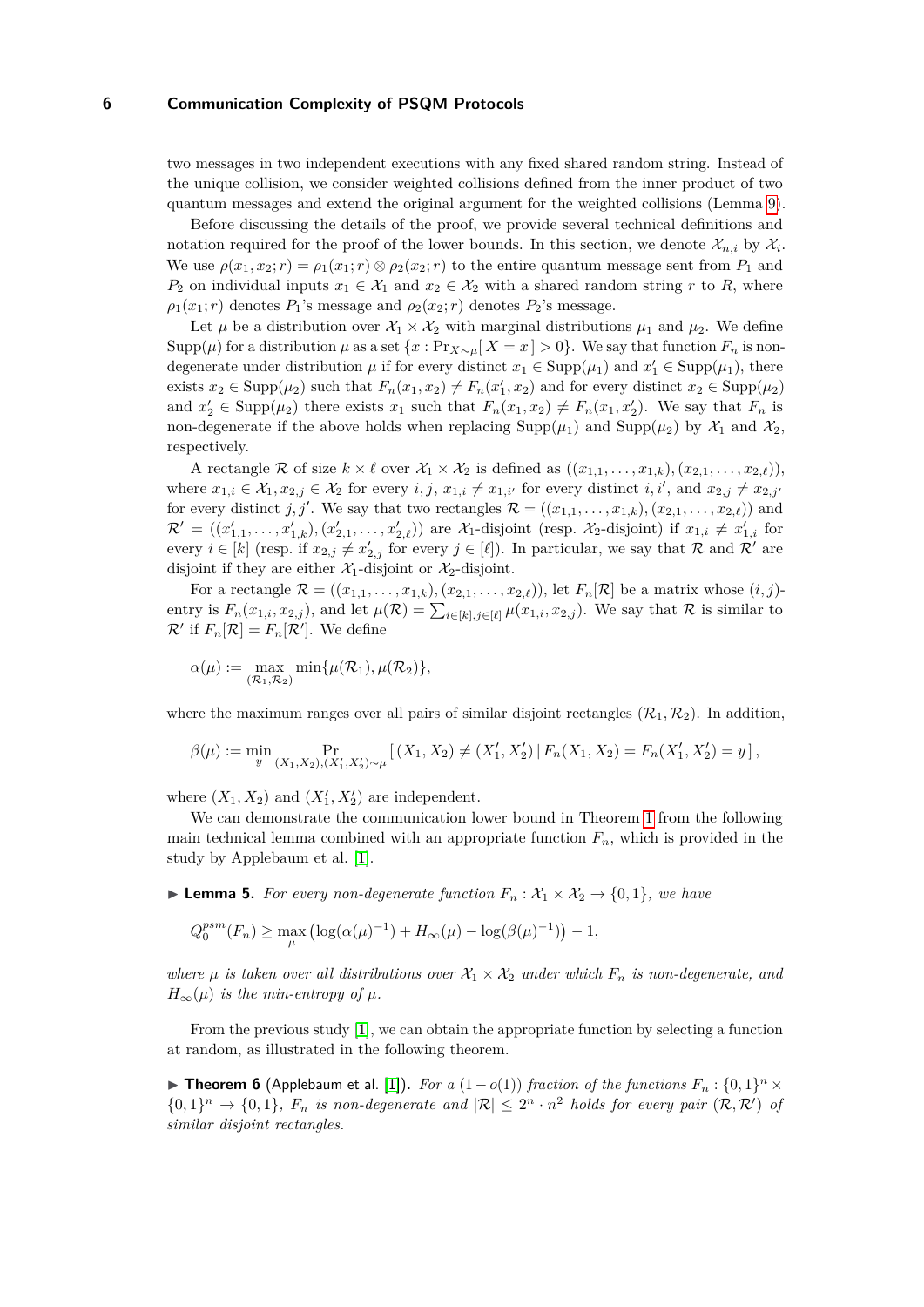two messages in two independent executions with any fixed shared random string. Instead of the unique collision, we consider weighted collisions defined from the inner product of two quantum messages and extend the original argument for the weighted collisions (Lemma 9).

Before discussing the details of the proof, we provide several technical definitions and notation required for the proof of the lower bounds. In this section, we denote $\mathcal{X}_{n,i}$ by $\mathcal{X}_i$. We use $\rho(x_1, x_2; r) = \rho_1(x_1; r) \otimes \rho_2(x_2; r)$ to the entire quantum message sent from $P_1$ and $P_2$ on individual inputs $x_1 \in \mathcal{X}_1$ and $x_2 \in \mathcal{X}_2$ with a shared random string $r$ to $R$, where $\rho_1(x_1; r)$ denotes $P_1$'s message and $\rho_2(x_2; r)$ denotes $P_2$'s message.

Let $\mu$ be a distribution over $\mathcal{X}_1 \times \mathcal{X}_2$ with marginal distributions $\mu_1$ and $\mu_2$. We define $\mathrm{Supp}(\mu)$ for a distribution $\mu$ as a set $\{x : \Pr_{X\sim\mu}[\, X = x\,] > 0\}$. We say that function $F_n$ is non-degenerate under distribution $\mu$ if for every distinct $x_1 \in \mathrm{Supp}(\mu_1)$ and $x_1' \in \mathrm{Supp}(\mu_1)$, there exists $x_2 \in \mathrm{Supp}(\mu_2)$ such that $F_n(x_1, x_2) \neq F_n(x_1', x_2)$ and for every distinct $x_2 \in \mathrm{Supp}(\mu_2)$ and $x_2' \in \mathrm{Supp}(\mu_2)$ there exists $x_1$ such that $F_n(x_1, x_2) \neq F_n(x_1, x_2')$. We say that $F_n$ is non-degenerate if the above holds when replacing $\mathrm{Supp}(\mu_1)$ and $\mathrm{Supp}(\mu_2)$ by $\mathcal{X}_1$ and $\mathcal{X}_2$, respectively.

A rectangle $\mathcal{R}$ of size $k \times \ell$ over $\mathcal{X}_1 \times \mathcal{X}_2$ is defined as $((x_{1,1}, \ldots, x_{1,k}), (x_{2,1}, \ldots, x_{2,\ell}))$, where $x_{1,i} \in \mathcal{X}_1, x_{2,j} \in \mathcal{X}_2$ for every $i, j$, $x_{1,i} \neq x_{1,i'}$ for every distinct $i, i'$, and $x_{2,j} \neq x_{2,j'}$ for every distinct $j, j'$. We say that two rectangles $\mathcal{R} = ((x_{1,1}, \ldots, x_{1,k}), (x_{2,1}, \ldots, x_{2,\ell}))$ and $\mathcal{R}' = ((x'_{1,1}, \ldots, x'_{1,k}), (x'_{2,1}, \ldots, x'_{2,\ell}))$ are $\mathcal{X}_1$-disjoint (resp. $\mathcal{X}_2$-disjoint) if $x_{1,i} \neq x'_{1,i}$ for every $i \in [k]$ (resp. if $x_{2,j} \neq x'_{2,j}$ for every $j \in [\ell]$). In particular, we say that $\mathcal{R}$ and $\mathcal{R}'$ are disjoint if they are either $\mathcal{X}_1$-disjoint or $\mathcal{X}_2$-disjoint.

For a rectangle $\mathcal{R} = ((x_{1,1}, \ldots, x_{1,k}), (x_{2,1}, \ldots, x_{2,\ell}))$, let $F_n[\mathcal{R}]$ be a matrix whose $(i, j)$-entry is $F_n(x_{1,i}, x_{2,j})$, and let $\mu(\mathcal{R}) = \sum_{i\in[k], j\in[\ell]} \mu(x_{1,i}, x_{2,j})$. We say that $\mathcal{R}$ is similar to $\mathcal{R}'$ if $F_n[\mathcal{R}] = F_n[\mathcal{R}']$. We define

$$\alpha(\mu) := \max_{(\mathcal{R}_1, \mathcal{R}_2)} \min\{\mu(\mathcal{R}_1), \mu(\mathcal{R}_2)\},$$

where the maximum ranges over all pairs of similar disjoint rectangles $(\mathcal{R}_1, \mathcal{R}_2)$. In addition,

$$\beta(\mu) := \min_{y} \Pr_{(X_1,X_2),(X_1',X_2')\sim\mu} [\, (X_1, X_2) \neq (X_1', X_2') \mid F_n(X_1, X_2) = F_n(X_1', X_2') = y\,],$$

where $(X_1, X_2)$ and $(X_1', X_2')$ are independent.

We can demonstrate the communication lower bound in Theorem 1 from the following main technical lemma combined with an appropriate function $F_n$, which is provided in the study by Applebaum et al. [1].

▶ **Lemma 5.** *For every non-degenerate function $F_n : \mathcal{X}_1 \times \mathcal{X}_2 \to \{0, 1\}$, we have*

$$Q_0^{psm}(F_n) \geq \max_{\mu} \left(\log(\alpha(\mu)^{-1}) + H_\infty(\mu) - \log(\beta(\mu)^{-1})\right) - 1,$$

*where $\mu$ is taken over all distributions over $\mathcal{X}_1 \times \mathcal{X}_2$ under which $F_n$ is non-degenerate, and $H_\infty(\mu)$ is the min-entropy of $\mu$.*

From the previous study [1], we can obtain the appropriate function by selecting a function at random, as illustrated in the following theorem.

▶ **Theorem 6** (Applebaum et al. [1])**.** *For a $(1 - o(1))$ fraction of the functions $F_n : \{0, 1\}^n \times \{0, 1\}^n \to \{0, 1\}$, $F_n$ is non-degenerate and $|\mathcal{R}| \leq 2^n \cdot n^2$ holds for every pair $(\mathcal{R}, \mathcal{R}')$ of similar disjoint rectangles.*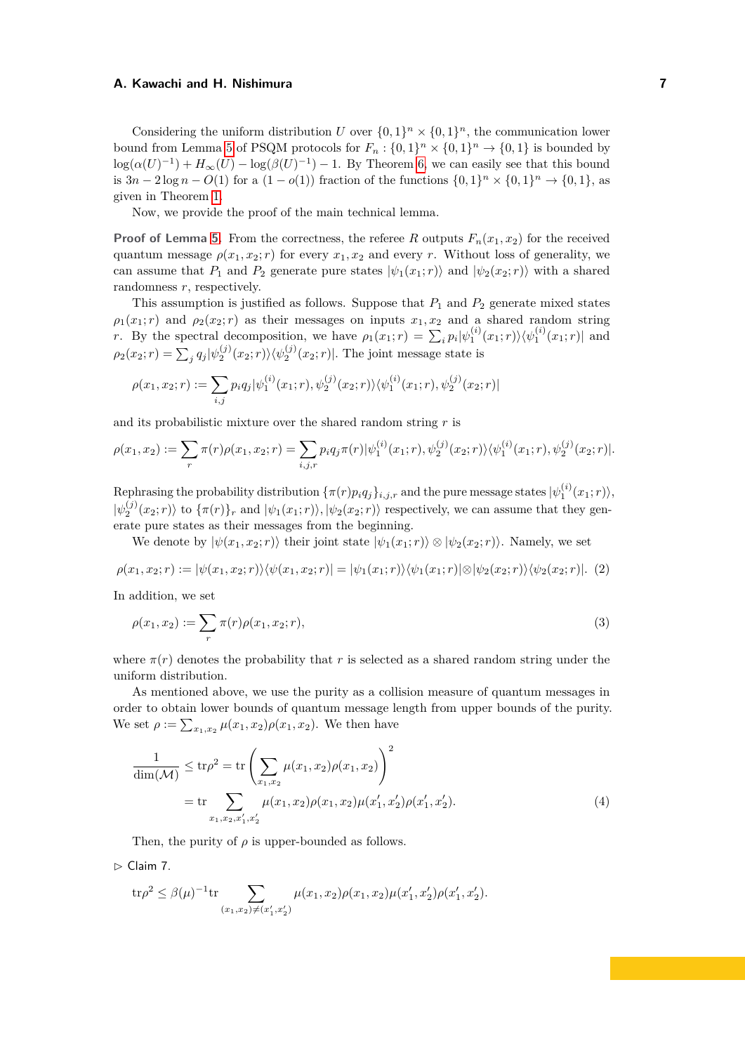Considering the uniform distribution $U$ over $\{0,1\}^n \times \{0,1\}^n$, the communication lower bound from Lemma 5 of PSQM protocols for $F_n : \{0,1\}^n \times \{0,1\}^n \to \{0,1\}$ is bounded by $\log(\alpha(U)^{-1}) + H_\infty(U) - \log(\beta(U)^{-1}) - 1$. By Theorem 6, we can easily see that this bound is $3n - 2\log n - O(1)$ for a $(1 - o(1))$ fraction of the functions $\{0,1\}^n \times \{0,1\}^n \to \{0,1\}$, as given in Theorem 1.

Now, we provide the proof of the main technical lemma.

**Proof of Lemma 5.** From the correctness, the referee $R$ outputs $F_n(x_1, x_2)$ for the received quantum message $\rho(x_1, x_2; r)$ for every $x_1, x_2$ and every $r$. Without loss of generality, we can assume that $P_1$ and $P_2$ generate pure states $|\psi_1(x_1; r)\rangle$ and $|\psi_2(x_2; r)\rangle$ with a shared randomness $r$, respectively.

This assumption is justified as follows. Suppose that $P_1$ and $P_2$ generate mixed states $\rho_1(x_1; r)$ and $\rho_2(x_2; r)$ as their messages on inputs $x_1, x_2$ and a shared random string $r$. By the spectral decomposition, we have $\rho_1(x_1; r) = \sum_i p_i |\psi_1^{(i)}(x_1; r)\rangle\langle\psi_1^{(i)}(x_1; r)|$ and $\rho_2(x_2; r) = \sum_j q_j |\psi_2^{(j)}(x_2; r)\rangle\langle\psi_2^{(j)}(x_2; r)|$. The joint message state is

$$\rho(x_1, x_2; r) := \sum_{i,j} p_i q_j |\psi_1^{(i)}(x_1; r), \psi_2^{(j)}(x_2; r)\rangle\langle\psi_1^{(i)}(x_1; r), \psi_2^{(j)}(x_2; r)|$$

and its probabilistic mixture over the shared random string $r$ is

$$\rho(x_1, x_2) := \sum_r \pi(r)\rho(x_1, x_2; r) = \sum_{i,j,r} p_i q_j \pi(r) |\psi_1^{(i)}(x_1; r), \psi_2^{(j)}(x_2; r)\rangle\langle\psi_1^{(i)}(x_1; r), \psi_2^{(j)}(x_2; r)|.$$

Rephrasing the probability distribution $\{\pi(r)p_i q_j\}_{i,j,r}$ and the pure message states $|\psi_1^{(i)}(x_1; r)\rangle$, $|\psi_2^{(j)}(x_2; r)\rangle$ to $\{\pi(r)\}_r$ and $|\psi_1(x_1; r)\rangle, |\psi_2(x_2; r)\rangle$ respectively, we can assume that they generate pure states as their messages from the beginning.

We denote by $|\psi(x_1, x_2; r)\rangle$ their joint state $|\psi_1(x_1; r)\rangle \otimes |\psi_2(x_2; r)\rangle$. Namely, we set

$$\rho(x_1, x_2; r) := |\psi(x_1, x_2; r)\rangle\langle\psi(x_1, x_2; r)| = |\psi_1(x_1; r)\rangle\langle\psi_1(x_1; r)| \otimes |\psi_2(x_2; r)\rangle\langle\psi_2(x_2; r)|. \quad (2)$$

In addition, we set

$$\rho(x_1, x_2) := \sum_r \pi(r)\rho(x_1, x_2; r), \quad (3)$$

where $\pi(r)$ denotes the probability that $r$ is selected as a shared random string under the uniform distribution.

As mentioned above, we use the purity as a collision measure of quantum messages in order to obtain lower bounds of quantum message length from upper bounds of the purity. We set $\rho := \sum_{x_1, x_2} \mu(x_1, x_2)\rho(x_1, x_2)$. We then have

$$\begin{aligned}
\frac{1}{\dim(\mathcal{M})} \le \mathrm{tr}\rho^2 &= \mathrm{tr}\left(\sum_{x_1, x_2} \mu(x_1, x_2)\rho(x_1, x_2)\right)^2 \\
&= \mathrm{tr} \sum_{x_1, x_2, x_1', x_2'} \mu(x_1, x_2)\rho(x_1, x_2)\mu(x_1', x_2')\rho(x_1', x_2'). 
\end{aligned} \quad (4)$$

Then, the purity of $\rho$ is upper-bounded as follows.

▷ Claim 7.

$$\mathrm{tr}\rho^2 \le \beta(\mu)^{-1} \mathrm{tr} \sum_{(x_1, x_2) \ne (x_1', x_2')} \mu(x_1, x_2)\rho(x_1, x_2)\mu(x_1', x_2')\rho(x_1', x_2').$$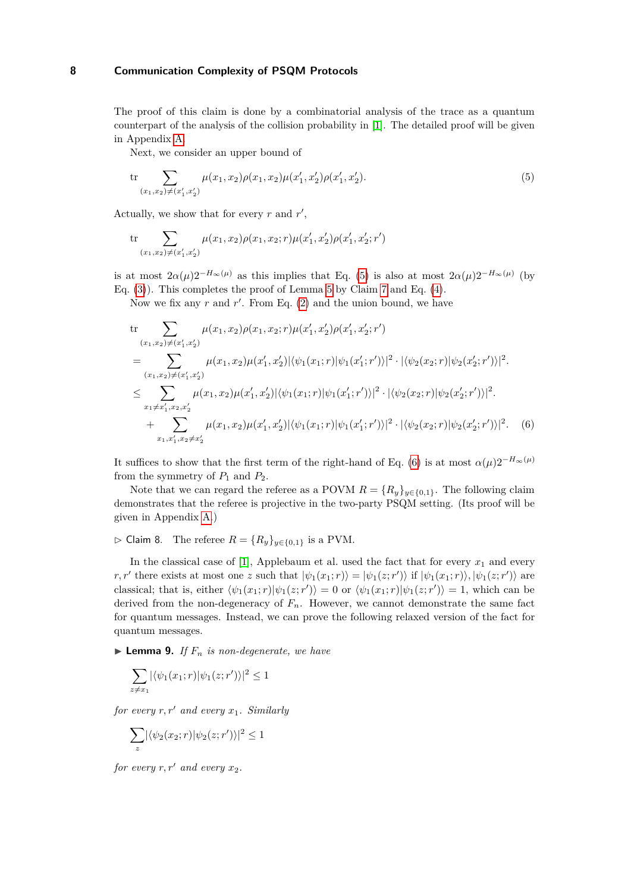The proof of this claim is done by a combinatorial analysis of the trace as a quantum counterpart of the analysis of the collision probability in [1]. The detailed proof will be given in Appendix A.

Next, we consider an upper bound of

$$\mathrm{tr} \sum_{(x_1,x_2)\neq(x_1',x_2')} \mu(x_1,x_2)\rho(x_1,x_2)\mu(x_1',x_2')\rho(x_1',x_2'). \tag{5}$$

Actually, we show that for every $r$ and $r'$,

$$\mathrm{tr} \sum_{(x_1,x_2)\neq(x_1',x_2')} \mu(x_1,x_2)\rho(x_1,x_2;r)\mu(x_1',x_2')\rho(x_1',x_2';r')$$

is at most $2\alpha(\mu)2^{-H_\infty(\mu)}$ as this implies that Eq. (5) is also at most $2\alpha(\mu)2^{-H_\infty(\mu)}$ (by Eq. (3)). This completes the proof of Lemma 5 by Claim 7 and Eq. (4).

Now we fix any $r$ and $r'$. From Eq. (2) and the union bound, we have

$$\begin{aligned}
&\mathrm{tr} \sum_{(x_1,x_2)\neq(x_1',x_2')} \mu(x_1,x_2)\rho(x_1,x_2;r)\mu(x_1',x_2')\rho(x_1',x_2';r') \\
&= \sum_{(x_1,x_2)\neq(x_1',x_2')} \mu(x_1,x_2)\mu(x_1',x_2')|\langle\psi_1(x_1;r)|\psi_1(x_1';r')\rangle|^2 \cdot |\langle\psi_2(x_2;r)|\psi_2(x_2';r')\rangle|^2. \\
&\leq \sum_{x_1\neq x_1',x_2,x_2'} \mu(x_1,x_2)\mu(x_1',x_2')|\langle\psi_1(x_1;r)|\psi_1(x_1';r')\rangle|^2 \cdot |\langle\psi_2(x_2;r)|\psi_2(x_2';r')\rangle|^2. \\
&\quad + \sum_{x_1,x_1',x_2\neq x_2'} \mu(x_1,x_2)\mu(x_1',x_2')|\langle\psi_1(x_1;r)|\psi_1(x_1';r')\rangle|^2 \cdot |\langle\psi_2(x_2;r)|\psi_2(x_2';r')\rangle|^2. \qquad (6)
\end{aligned}$$

It suffices to show that the first term of the right-hand of Eq. (6) is at most $\alpha(\mu)2^{-H_\infty(\mu)}$ from the symmetry of $P_1$ and $P_2$.

Note that we can regard the referee as a POVM $R = \{R_y\}_{y\in\{0,1\}}$. The following claim demonstrates that the referee is projective in the two-party PSQM setting. (Its proof will be given in Appendix A.)

▷ Claim 8. The referee $R = \{R_y\}_{y\in\{0,1\}}$ is a PVM.

In the classical case of [1], Applebaum et al. used the fact that for every $x_1$ and every $r, r'$ there exists at most one $z$ such that $|\psi_1(x_1;r)\rangle = |\psi_1(z;r')\rangle$ if $|\psi_1(x_1;r)\rangle, |\psi_1(z;r')\rangle$ are classical; that is, either $\langle\psi_1(x_1;r)|\psi_1(z;r')\rangle = 0$ or $\langle\psi_1(x_1;r)|\psi_1(z;r')\rangle = 1$, which can be derived from the non-degeneracy of $F_n$. However, we cannot demonstrate the same fact for quantum messages. Instead, we can prove the following relaxed version of the fact for quantum messages.

▶ **Lemma 9.** *If $F_n$ is non-degenerate, we have*

$$\sum_{z\neq x_1} |\langle\psi_1(x_1;r)|\psi_1(z;r')\rangle|^2 \leq 1$$

*for every $r, r'$ and every $x_1$. Similarly*

$$\sum_{z} |\langle\psi_2(x_2;r)|\psi_2(z;r')\rangle|^2 \leq 1$$

*for every $r, r'$ and every $x_2$.*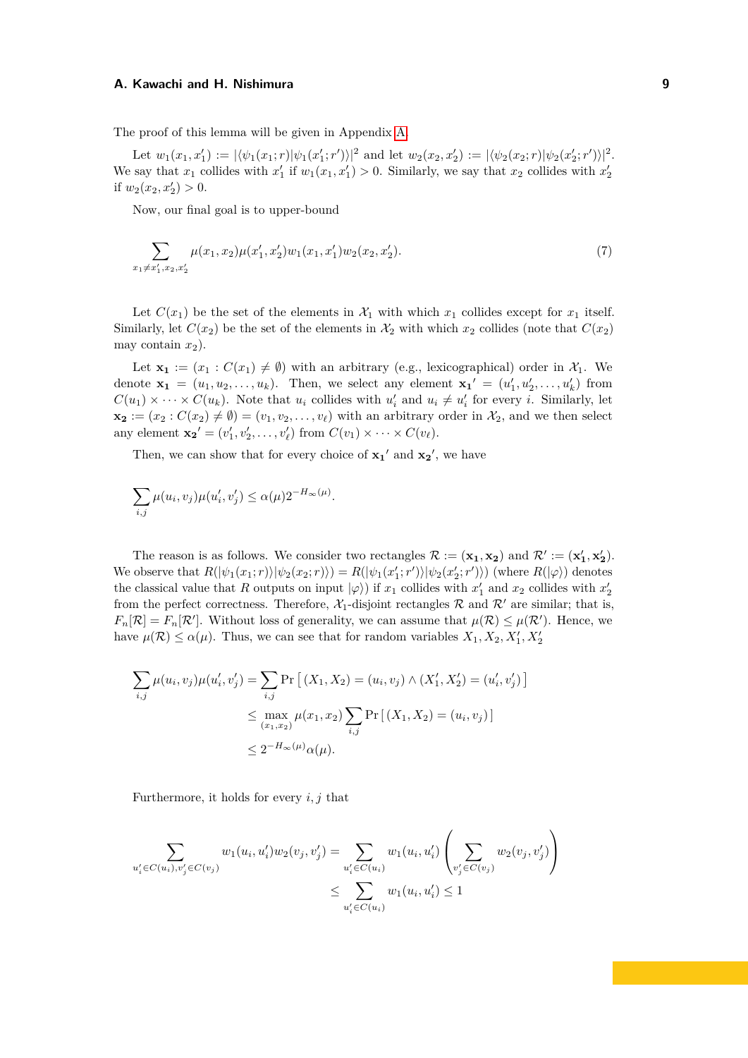The proof of this lemma will be given in Appendix A.

Let $w_1(x_1, x_1') := |\langle \psi_1(x_1; r) | \psi_1(x_1'; r') \rangle|^2$ and let $w_2(x_2, x_2') := |\langle \psi_2(x_2; r) | \psi_2(x_2'; r') \rangle|^2$. We say that $x_1$ collides with $x_1'$ if $w_1(x_1, x_1') > 0$. Similarly, we say that $x_2$ collides with $x_2'$ if $w_2(x_2, x_2') > 0$.

Now, our final goal is to upper-bound

$$\sum_{x_1 \neq x_1', x_2, x_2'} \mu(x_1, x_2) \mu(x_1', x_2') w_1(x_1, x_1') w_2(x_2, x_2'). \tag{7}$$

Let $C(x_1)$ be the set of the elements in $\mathcal{X}_1$ with which $x_1$ collides except for $x_1$ itself. Similarly, let $C(x_2)$ be the set of the elements in $\mathcal{X}_2$ with which $x_2$ collides (note that $C(x_2)$ may contain $x_2$).

Let $\mathbf{x_1} := (x_1 : C(x_1) \neq \emptyset)$ with an arbitrary (e.g., lexicographical) order in $\mathcal{X}_1$. We denote $\mathbf{x_1} = (u_1, u_2, \ldots, u_k)$. Then, we select any element $\mathbf{x_1}' = (u_1', u_2', \ldots, u_k')$ from $C(u_1) \times \cdots \times C(u_k)$. Note that $u_i$ collides with $u_i'$ and $u_i \neq u_i'$ for every $i$. Similarly, let $\mathbf{x_2} := (x_2 : C(x_2) \neq \emptyset) = (v_1, v_2, \ldots, v_\ell)$ with an arbitrary order in $\mathcal{X}_2$, and we then select any element $\mathbf{x_2}' = (v_1', v_2', \ldots, v_\ell')$ from $C(v_1) \times \cdots \times C(v_\ell)$.

Then, we can show that for every choice of $\mathbf{x_1}'$ and $\mathbf{x_2}'$, we have

$$\sum_{i,j} \mu(u_i, v_j) \mu(u_i', v_j') \leq \alpha(\mu) 2^{-H_\infty(\mu)}.$$

The reason is as follows. We consider two rectangles $\mathcal{R} := (\mathbf{x_1}, \mathbf{x_2})$ and $\mathcal{R}' := (\mathbf{x_1'}, \mathbf{x_2'})$. We observe that $R(|\psi_1(x_1; r)\rangle |\psi_2(x_2; r)\rangle) = R(|\psi_1(x_1'; r')\rangle |\psi_2(x_2'; r')\rangle)$ (where $R(|\varphi\rangle)$ denotes the classical value that $R$ outputs on input $|\varphi\rangle$) if $x_1$ collides with $x_1'$ and $x_2$ collides with $x_2'$ from the perfect correctness. Therefore, $\mathcal{X}_1$-disjoint rectangles $\mathcal{R}$ and $\mathcal{R}'$ are similar; that is, $F_n[\mathcal{R}] = F_n[\mathcal{R}']$. Without loss of generality, we can assume that $\mu(\mathcal{R}) \leq \mu(\mathcal{R}')$. Hence, we have $\mu(\mathcal{R}) \leq \alpha(\mu)$. Thus, we can see that for random variables $X_1, X_2, X_1', X_2'$

$$\begin{aligned}
\sum_{i,j} \mu(u_i, v_j) \mu(u_i', v_j') &= \sum_{i,j} \Pr\left[\,(X_1, X_2) = (u_i, v_j) \wedge (X_1', X_2') = (u_i', v_j')\,\right] \\
&\leq \max_{(x_1, x_2)} \mu(x_1, x_2) \sum_{i,j} \Pr\left[\,(X_1, X_2) = (u_i, v_j)\,\right] \\
&\leq 2^{-H_\infty(\mu)} \alpha(\mu).
\end{aligned}$$

Furthermore, it holds for every $i, j$ that

$$\begin{aligned}
\sum_{u_i' \in C(u_i), v_j' \in C(v_j)} w_1(u_i, u_i') w_2(v_j, v_j') &= \sum_{u_i' \in C(u_i)} w_1(u_i, u_i') \left( \sum_{v_j' \in C(v_j)} w_2(v_j, v_j') \right) \\
&\leq \sum_{u_i' \in C(u_i)} w_1(u_i, u_i') \leq 1
\end{aligned}$$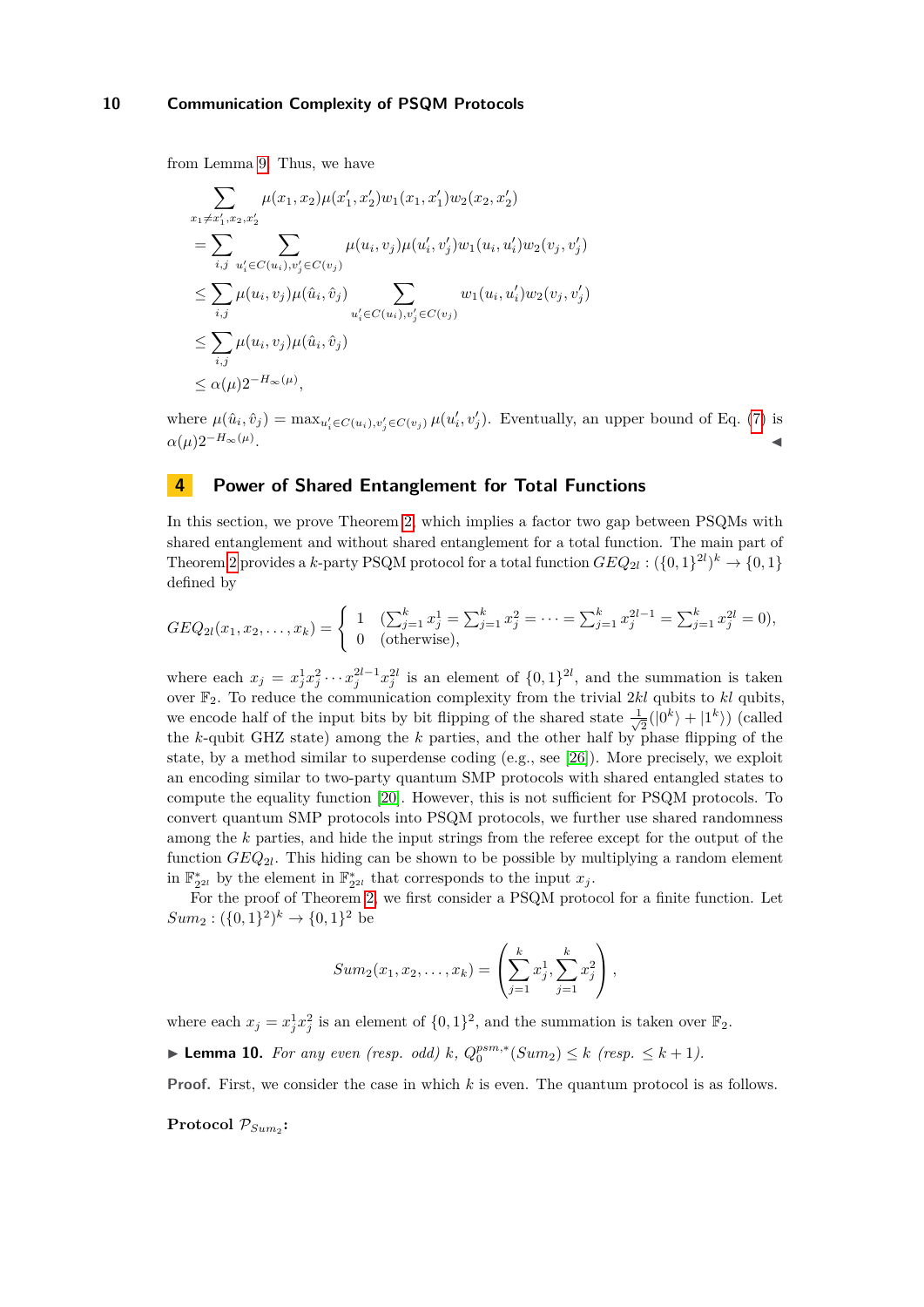from Lemma 9. Thus, we have

$$
\begin{aligned}
&\sum_{x_1 \neq x_1', x_2, x_2'} \mu(x_1, x_2)\mu(x_1', x_2') w_1(x_1, x_1') w_2(x_2, x_2') \\
&= \sum_{i,j} \sum_{u_i' \in C(u_i), v_j' \in C(v_j)} \mu(u_i, v_j)\mu(u_i', v_j') w_1(u_i, u_i') w_2(v_j, v_j') \\
&\leq \sum_{i,j} \mu(u_i, v_j)\mu(\hat{u}_i, \hat{v}_j) \sum_{u_i' \in C(u_i), v_j' \in C(v_j)} w_1(u_i, u_i') w_2(v_j, v_j') \\
&\leq \sum_{i,j} \mu(u_i, v_j)\mu(\hat{u}_i, \hat{v}_j) \\
&\leq \alpha(\mu) 2^{-H_\infty(\mu)},
\end{aligned}
$$

where $\mu(\hat{u}_i, \hat{v}_j) = \max_{u_i' \in C(u_i), v_j' \in C(v_j)} \mu(u_i', v_j')$. Eventually, an upper bound of Eq. (7) is $\alpha(\mu) 2^{-H_\infty(\mu)}$. ◀

## 4 Power of Shared Entanglement for Total Functions

In this section, we prove Theorem 2, which implies a factor two gap between PSQMs with shared entanglement and without shared entanglement for a total function. The main part of Theorem 2 provides a $k$-party PSQM protocol for a total function $GEQ_{2l} : (\{0,1\}^{2l})^k \to \{0,1\}$ defined by

$$
GEQ_{2l}(x_1, x_2, \ldots, x_k) = \begin{cases} 1 & (\sum_{j=1}^k x_j^1 = \sum_{j=1}^k x_j^2 = \cdots = \sum_{j=1}^k x_j^{2l-1} = \sum_{j=1}^k x_j^{2l} = 0), \\ 0 & (\text{otherwise}), \end{cases}
$$

where each $x_j = x_j^1 x_j^2 \cdots x_j^{2l-1} x_j^{2l}$ is an element of $\{0,1\}^{2l}$, and the summation is taken over $\mathbb{F}_2$. To reduce the communication complexity from the trivial $2kl$ qubits to $kl$ qubits, we encode half of the input bits by bit flipping of the shared state $\frac{1}{\sqrt{2}}(|0^k\rangle + |1^k\rangle)$ (called the $k$-qubit GHZ state) among the $k$ parties, and the other half by phase flipping of the state, by a method similar to superdense coding (e.g., see [26]). More precisely, we exploit an encoding similar to two-party quantum SMP protocols with shared entangled states to compute the equality function [20]. However, this is not sufficient for PSQM protocols. To convert quantum SMP protocols into PSQM protocols, we further use shared randomness among the $k$ parties, and hide the input strings from the referee except for the output of the function $GEQ_{2l}$. This hiding can be shown to be possible by multiplying a random element in $\mathbb{F}_{2^{2l}}^*$ by the element in $\mathbb{F}_{2^{2l}}^*$ that corresponds to the input $x_j$.

For the proof of Theorem 2, we first consider a PSQM protocol for a finite function. Let $Sum_2 : (\{0,1\}^2)^k \to \{0,1\}^2$ be

$$
Sum_2(x_1, x_2, \ldots, x_k) = \left( \sum_{j=1}^k x_j^1, \sum_{j=1}^k x_j^2 \right),
$$

where each $x_j = x_j^1 x_j^2$ is an element of $\{0,1\}^2$, and the summation is taken over $\mathbb{F}_2$.

▶ **Lemma 10.** *For any even (resp. odd) $k$, $Q_0^{psm,*}(Sum_2) \leq k$ (resp. $\leq k+1$).*

**Proof.** First, we consider the case in which $k$ is even. The quantum protocol is as follows.

**Protocol $\mathcal{P}_{Sum_2}$:**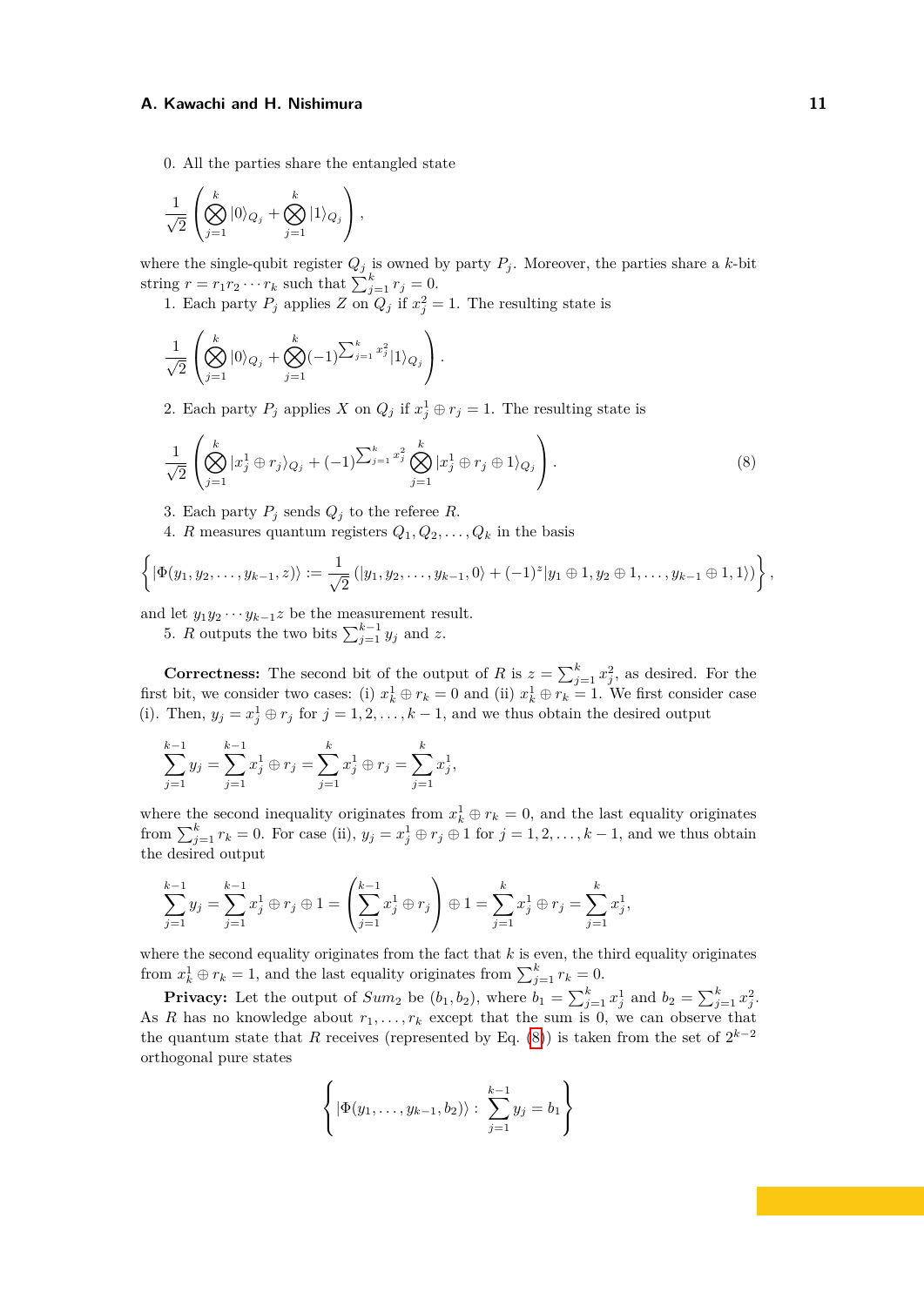0. All the parties share the entangled state

$$\frac{1}{\sqrt{2}}\left(\bigotimes_{j=1}^{k}|0\rangle_{Q_j}+\bigotimes_{j=1}^{k}|1\rangle_{Q_j}\right),$$

where the single-qubit register $Q_j$ is owned by party $P_j$. Moreover, the parties share a $k$-bit string $r = r_1r_2\cdots r_k$ such that $\sum_{j=1}^{k} r_j = 0$.

1. Each party $P_j$ applies $Z$ on $Q_j$ if $x_j^2 = 1$. The resulting state is

$$\frac{1}{\sqrt{2}}\left(\bigotimes_{j=1}^{k}|0\rangle_{Q_j}+\bigotimes_{j=1}^{k}(-1)^{\sum_{j=1}^{k}x_j^2}|1\rangle_{Q_j}\right).$$

2. Each party $P_j$ applies $X$ on $Q_j$ if $x_j^1 \oplus r_j = 1$. The resulting state is

$$\frac{1}{\sqrt{2}}\left(\bigotimes_{j=1}^{k}|x_j^1\oplus r_j\rangle_{Q_j}+(-1)^{\sum_{j=1}^{k}x_j^2}\bigotimes_{j=1}^{k}|x_j^1\oplus r_j\oplus 1\rangle_{Q_j}\right). \tag{8}$$

3. Each party $P_j$ sends $Q_j$ to the referee $R$.
4. $R$ measures quantum registers $Q_1, Q_2, \ldots, Q_k$ in the basis

$$\left\{|\Phi(y_1,y_2,\ldots,y_{k-1},z)\rangle := \frac{1}{\sqrt{2}}\left(|y_1,y_2,\ldots,y_{k-1},0\rangle+(-1)^z|y_1\oplus 1,y_2\oplus 1,\ldots,y_{k-1}\oplus 1,1\rangle\right)\right\},$$

and let $y_1y_2\cdots y_{k-1}z$ be the measurement result.

5. $R$ outputs the two bits $\sum_{j=1}^{k-1} y_j$ and $z$.

**Correctness:** The second bit of the output of $R$ is $z = \sum_{j=1}^{k} x_j^2$, as desired. For the first bit, we consider two cases: (i) $x_k^1 \oplus r_k = 0$ and (ii) $x_k^1 \oplus r_k = 1$. We first consider case (i). Then, $y_j = x_j^1 \oplus r_j$ for $j = 1, 2, \ldots, k-1$, and we thus obtain the desired output

$$\sum_{j=1}^{k-1} y_j = \sum_{j=1}^{k-1} x_j^1 \oplus r_j = \sum_{j=1}^{k} x_j^1 \oplus r_j = \sum_{j=1}^{k} x_j^1,$$

where the second inequality originates from $x_k^1 \oplus r_k = 0$, and the last equality originates from $\sum_{j=1}^{k} r_k = 0$. For case (ii), $y_j = x_j^1 \oplus r_j \oplus 1$ for $j = 1, 2, \ldots, k-1$, and we thus obtain the desired output

$$\sum_{j=1}^{k-1} y_j = \sum_{j=1}^{k-1} x_j^1 \oplus r_j \oplus 1 = \left(\sum_{j=1}^{k-1} x_j^1 \oplus r_j\right) \oplus 1 = \sum_{j=1}^{k} x_j^1 \oplus r_j = \sum_{j=1}^{k} x_j^1,$$

where the second equality originates from the fact that $k$ is even, the third equality originates from $x_k^1 \oplus r_k = 1$, and the last equality originates from $\sum_{j=1}^{k} r_k = 0$.

**Privacy:** Let the output of $Sum_2$ be $(b_1, b_2)$, where $b_1 = \sum_{j=1}^{k} x_j^1$ and $b_2 = \sum_{j=1}^{k} x_j^2$. As $R$ has no knowledge about $r_1, \ldots, r_k$ except that the sum is 0, we can observe that the quantum state that $R$ receives (represented by Eq. (8)) is taken from the set of $2^{k-2}$ orthogonal pure states

$$\left\{|\Phi(y_1,\ldots,y_{k-1},b_2)\rangle : \sum_{j=1}^{k-1} y_j = b_1\right\}$$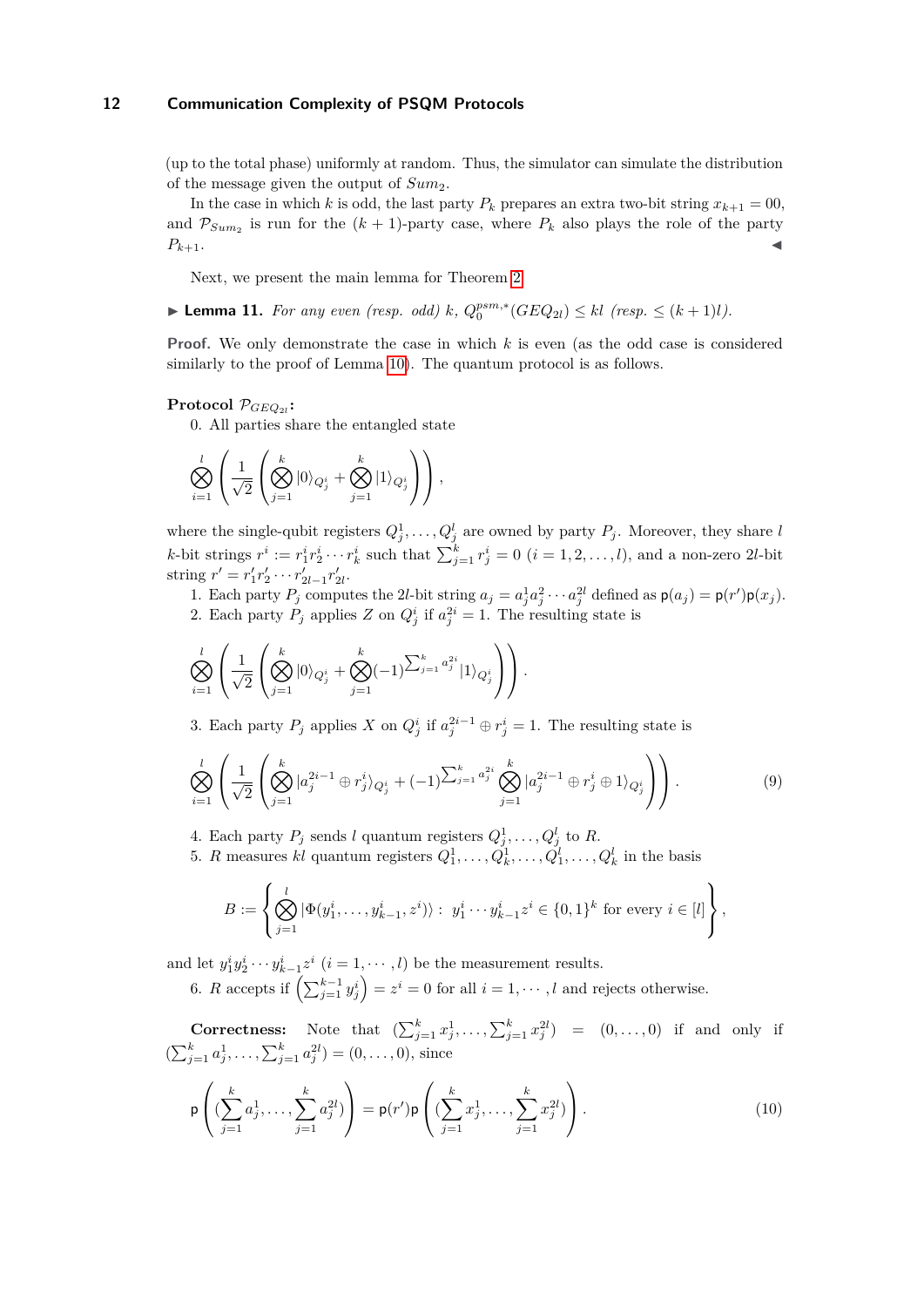(up to the total phase) uniformly at random. Thus, the simulator can simulate the distribution of the message given the output of $Sum_2$.

In the case in which $k$ is odd, the last party $P_k$ prepares an extra two-bit string $x_{k+1} = 00$, and $\mathcal{P}_{Sum_2}$ is run for the $(k+1)$-party case, where $P_k$ also plays the role of the party $P_{k+1}$. ◀

Next, we present the main lemma for Theorem 2.

▶ **Lemma 11.** *For any even (resp. odd) $k$, $Q_0^{psm,*}(GEQ_{2l}) \leq kl$ (resp. $\leq (k+1)l$).*

**Proof.** We only demonstrate the case in which $k$ is even (as the odd case is considered similarly to the proof of Lemma 10). The quantum protocol is as follows.

**Protocol** $\mathcal{P}_{GEQ_{2l}}$**:**

0. All parties share the entangled state

$$\bigotimes_{i=1}^{l}\left(\frac{1}{\sqrt{2}}\left(\bigotimes_{j=1}^{k}|0\rangle_{Q_j^i}+\bigotimes_{j=1}^{k}|1\rangle_{Q_j^i}\right)\right),$$

where the single-qubit registers $Q_j^1, \ldots, Q_j^l$ are owned by party $P_j$. Moreover, they share $l$ $k$-bit strings $r^i := r_1^i r_2^i \cdots r_k^i$ such that $\sum_{j=1}^{k} r_j^i = 0$ $(i = 1, 2, \ldots, l)$, and a non-zero $2l$-bit string $r' = r_1' r_2' \cdots r_{2l-1}' r_{2l}'$.

1. Each party $P_j$ computes the $2l$-bit string $a_j = a_j^1 a_j^2 \cdots a_j^{2l}$ defined as $\mathsf{p}(a_j) = \mathsf{p}(r')\mathsf{p}(x_j)$.
2. Each party $P_j$ applies $Z$ on $Q_j^i$ if $a_j^{2i} = 1$. The resulting state is

$$\bigotimes_{i=1}^{l}\left(\frac{1}{\sqrt{2}}\left(\bigotimes_{j=1}^{k}|0\rangle_{Q_j^i}+\bigotimes_{j=1}^{k}(-1)^{\sum_{j=1}^{k}a_j^{2i}}|1\rangle_{Q_j^i}\right)\right).$$

3. Each party $P_j$ applies $X$ on $Q_j^i$ if $a_j^{2i-1} \oplus r_j^i = 1$. The resulting state is

$$\bigotimes_{i=1}^{l}\left(\frac{1}{\sqrt{2}}\left(\bigotimes_{j=1}^{k}|a_j^{2i-1}\oplus r_j^i\rangle_{Q_j^i}+(-1)^{\sum_{j=1}^{k}a_j^{2i}}\bigotimes_{j=1}^{k}|a_j^{2i-1}\oplus r_j^i\oplus 1\rangle_{Q_j^i}\right)\right). \tag{9}$$

4. Each party $P_j$ sends $l$ quantum registers $Q_j^1, \ldots, Q_j^l$ to $R$.
5. $R$ measures $kl$ quantum registers $Q_1^1, \ldots, Q_k^1, \ldots, Q_1^l, \ldots, Q_k^l$ in the basis

$$B := \left\{\bigotimes_{j=1}^{l}|\Phi(y_1^i, \ldots, y_{k-1}^i, z^i)\rangle : \; y_1^i \cdots y_{k-1}^i z^i \in \{0,1\}^k \text{ for every } i \in [l]\right\},$$

and let $y_1^i y_2^i \cdots y_{k-1}^i z^i$ $(i = 1, \cdots, l)$ be the measurement results.

6. $R$ accepts if $\left(\sum_{j=1}^{k-1} y_j^i\right) = z^i = 0$ for all $i = 1, \cdots, l$ and rejects otherwise.

**Correctness:** Note that $(\sum_{j=1}^{k} x_j^1, \ldots, \sum_{j=1}^{k} x_j^{2l}) = (0, \ldots, 0)$ if and only if $(\sum_{j=1}^{k} a_j^1, \ldots, \sum_{j=1}^{k} a_j^{2l}) = (0, \ldots, 0)$, since

$$\mathsf{p}\left((\sum_{j=1}^{k}a_j^1, \ldots, \sum_{j=1}^{k}a_j^{2l})\right) = \mathsf{p}(r')\mathsf{p}\left((\sum_{j=1}^{k}x_j^1, \ldots, \sum_{j=1}^{k}x_j^{2l})\right). \tag{10}$$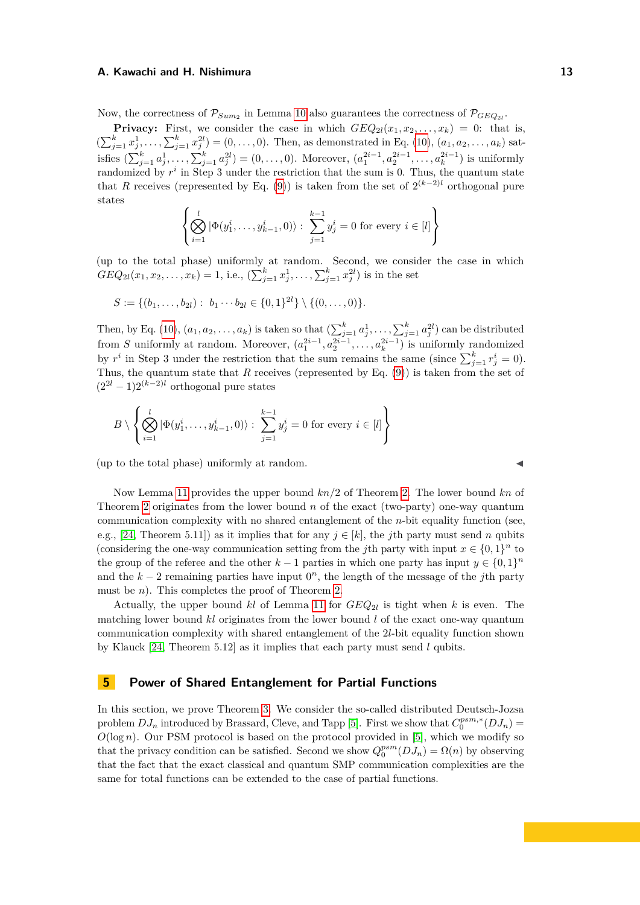Now, the correctness of $\mathcal{P}_{Sum_2}$ in Lemma 10 also guarantees the correctness of $\mathcal{P}_{GEQ_{2l}}$.

**Privacy:** First, we consider the case in which $GEQ_{2l}(x_1, x_2, \ldots, x_k) = 0$: that is, $(\sum_{j=1}^k x_j^1, \ldots, \sum_{j=1}^k x_j^{2l}) = (0, \ldots, 0)$. Then, as demonstrated in Eq. (10), $(a_1, a_2, \ldots, a_k)$ satisfies $(\sum_{j=1}^k a_j^1, \ldots, \sum_{j=1}^k a_j^{2l}) = (0, \ldots, 0)$. Moreover, $(a_1^{2i-1}, a_2^{2i-1}, \ldots, a_k^{2i-1})$ is uniformly randomized by $r^i$ in Step 3 under the restriction that the sum is 0. Thus, the quantum state that $R$ receives (represented by Eq. (9)) is taken from the set of $2^{(k-2)l}$ orthogonal pure states

$$\left\{ \bigotimes_{i=1}^{l} |\Phi(y_1^i, \ldots, y_{k-1}^i, 0)\rangle : \sum_{j=1}^{k-1} y_j^i = 0 \text{ for every } i \in [l] \right\}$$

(up to the total phase) uniformly at random. Second, we consider the case in which $GEQ_{2l}(x_1, x_2, \ldots, x_k) = 1$, i.e., $(\sum_{j=1}^k x_j^1, \ldots, \sum_{j=1}^k x_j^{2l})$ is in the set

$$S := \{(b_1, \ldots, b_{2l}) : \ b_1 \cdots b_{2l} \in \{0,1\}^{2l}\} \setminus \{(0, \ldots, 0)\}.$$

Then, by Eq. (10), $(a_1, a_2, \ldots, a_k)$ is taken so that $(\sum_{j=1}^k a_j^1, \ldots, \sum_{j=1}^k a_j^{2l})$ can be distributed from $S$ uniformly at random. Moreover, $(a_1^{2i-1}, a_2^{2i-1}, \ldots, a_k^{2i-1})$ is uniformly randomized by $r^i$ in Step 3 under the restriction that the sum remains the same (since $\sum_{j=1}^k r_j^i = 0$). Thus, the quantum state that $R$ receives (represented by Eq. (9)) is taken from the set of $(2^{2l} - 1)2^{(k-2)l}$ orthogonal pure states

$$B \setminus \left\{ \bigotimes_{i=1}^{l} |\Phi(y_1^i, \ldots, y_{k-1}^i, 0)\rangle : \sum_{j=1}^{k-1} y_j^i = 0 \text{ for every } i \in [l] \right\}$$

(up to the total phase) uniformly at random. ◀

Now Lemma 11 provides the upper bound $kn/2$ of Theorem 2. The lower bound $kn$ of Theorem 2 originates from the lower bound $n$ of the exact (two-party) one-way quantum communication complexity with no shared entanglement of the $n$-bit equality function (see, e.g., [24, Theorem 5.11]) as it implies that for any $j \in [k]$, the $j$th party must send $n$ qubits (considering the one-way communication setting from the $j$th party with input $x \in \{0,1\}^n$ to the group of the referee and the other $k-1$ parties in which one party has input $y \in \{0,1\}^n$ and the $k-2$ remaining parties have input $0^n$, the length of the message of the $j$th party must be $n$). This completes the proof of Theorem 2.

Actually, the upper bound $kl$ of Lemma 11 for $GEQ_{2l}$ is tight when $k$ is even. The matching lower bound $kl$ originates from the lower bound $l$ of the exact one-way quantum communication complexity with shared entanglement of the $2l$-bit equality function shown by Klauck [24, Theorem 5.12] as it implies that each party must send $l$ qubits.

## 5 Power of Shared Entanglement for Partial Functions

In this section, we prove Theorem 3. We consider the so-called distributed Deutsch-Jozsa problem $DJ_n$ introduced by Brassard, Cleve, and Tapp [5]. First we show that $C_0^{psm,*}(DJ_n) = O(\log n)$. Our PSM protocol is based on the protocol provided in [5], which we modify so that the privacy condition can be satisfied. Second we show $Q_0^{psm}(DJ_n) = \Omega(n)$ by observing that the fact that the exact classical and quantum SMP communication complexities are the same for total functions can be extended to the case of partial functions.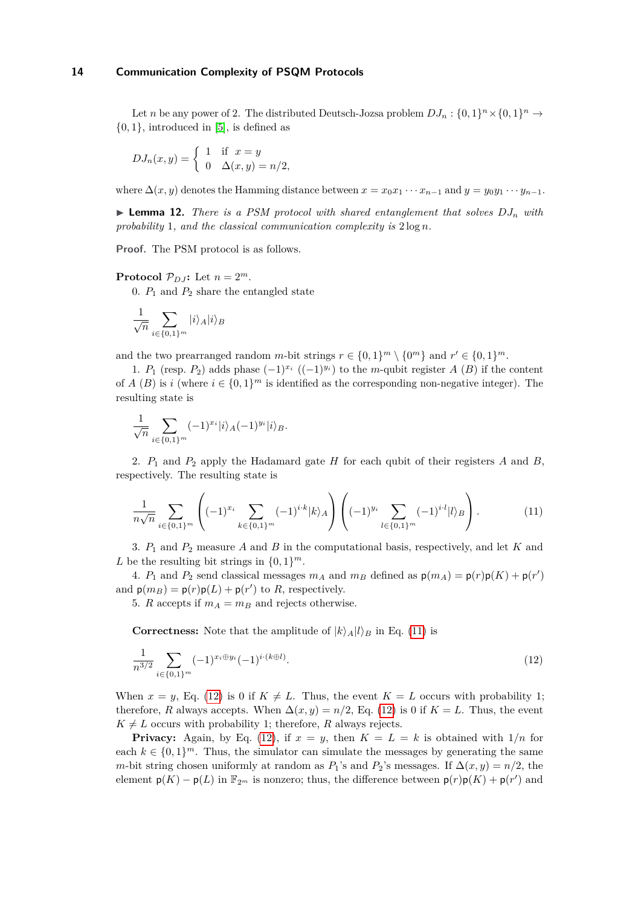Let $n$ be any power of 2. The distributed Deutsch-Jozsa problem $DJ_n : \{0,1\}^n \times \{0,1\}^n \to \{0,1\}$, introduced in [5], is defined as

$$DJ_n(x,y) = \begin{cases} 1 & \text{if } x = y \\ 0 & \Delta(x,y) = n/2, \end{cases}$$

where $\Delta(x,y)$ denotes the Hamming distance between $x = x_0 x_1 \cdots x_{n-1}$ and $y = y_0 y_1 \cdots y_{n-1}$.

▶ **Lemma 12.** *There is a PSM protocol with shared entanglement that solves $DJ_n$ with probability* 1*, and the classical communication complexity is* $2 \log n$.

**Proof.** The PSM protocol is as follows.

**Protocol $\mathcal{P}_{DJ}$:** Let $n = 2^m$.

0. $P_1$ and $P_2$ share the entangled state

$$\frac{1}{\sqrt{n}} \sum_{i \in \{0,1\}^m} |i\rangle_A |i\rangle_B$$

and the two prearranged random $m$-bit strings $r \in \{0,1\}^m \setminus \{0^m\}$ and $r' \in \{0,1\}^m$.

1. $P_1$ (resp. $P_2$) adds phase $(-1)^{x_i}$ ($(-1)^{y_i}$) to the $m$-qubit register $A$ ($B$) if the content of $A$ ($B$) is $i$ (where $i \in \{0,1\}^m$ is identified as the corresponding non-negative integer). The resulting state is

$$\frac{1}{\sqrt{n}} \sum_{i \in \{0,1\}^m} (-1)^{x_i} |i\rangle_A (-1)^{y_i} |i\rangle_B.$$

2. $P_1$ and $P_2$ apply the Hadamard gate $H$ for each qubit of their registers $A$ and $B$, respectively. The resulting state is

$$\frac{1}{n\sqrt{n}} \sum_{i \in \{0,1\}^m} \left( (-1)^{x_i} \sum_{k \in \{0,1\}^m} (-1)^{i \cdot k} |k\rangle_A \right) \left( (-1)^{y_i} \sum_{l \in \{0,1\}^m} (-1)^{i \cdot l} |l\rangle_B \right). \tag{11}$$

3. $P_1$ and $P_2$ measure $A$ and $B$ in the computational basis, respectively, and let $K$ and $L$ be the resulting bit strings in $\{0,1\}^m$.

4. $P_1$ and $P_2$ send classical messages $m_A$ and $m_B$ defined as $\mathsf{p}(m_A) = \mathsf{p}(r)\mathsf{p}(K) + \mathsf{p}(r')$ and $\mathsf{p}(m_B) = \mathsf{p}(r)\mathsf{p}(L) + \mathsf{p}(r')$ to $R$, respectively.

5. $R$ accepts if $m_A = m_B$ and rejects otherwise.

**Correctness:** Note that the amplitude of $|k\rangle_A |l\rangle_B$ in Eq. (11) is

$$\frac{1}{n^{3/2}} \sum_{i \in \{0,1\}^m} (-1)^{x_i \oplus y_i} (-1)^{i \cdot (k \oplus l)}. \tag{12}$$

When $x = y$, Eq. (12) is 0 if $K \neq L$. Thus, the event $K = L$ occurs with probability 1; therefore, $R$ always accepts. When $\Delta(x,y) = n/2$, Eq. (12) is 0 if $K = L$. Thus, the event $K \neq L$ occurs with probability 1; therefore, $R$ always rejects.

**Privacy:** Again, by Eq. (12), if $x = y$, then $K = L = k$ is obtained with $1/n$ for each $k \in \{0,1\}^m$. Thus, the simulator can simulate the messages by generating the same $m$-bit string chosen uniformly at random as $P_1$'s and $P_2$'s messages. If $\Delta(x,y) = n/2$, the element $\mathsf{p}(K) - \mathsf{p}(L)$ in $\mathbb{F}_{2^m}$ is nonzero; thus, the difference between $\mathsf{p}(r)\mathsf{p}(K) + \mathsf{p}(r')$ and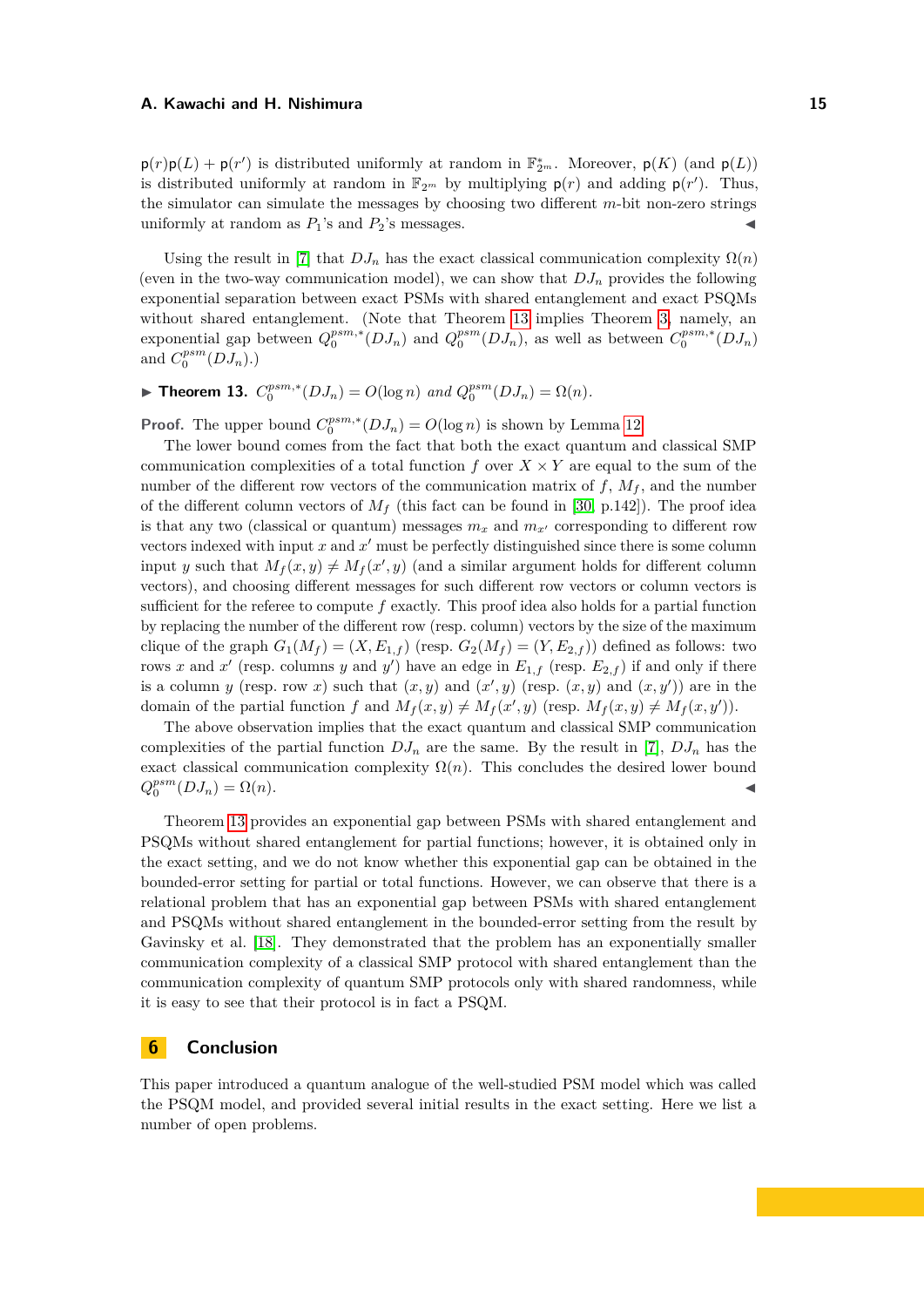$\mathsf{p}(r)\mathsf{p}(L) + \mathsf{p}(r')$ is distributed uniformly at random in $\mathbb{F}_{2^m}^*$. Moreover, $\mathsf{p}(K)$ (and $\mathsf{p}(L)$) is distributed uniformly at random in $\mathbb{F}_{2^m}$ by multiplying $\mathsf{p}(r)$ and adding $\mathsf{p}(r')$. Thus, the simulator can simulate the messages by choosing two different $m$-bit non-zero strings uniformly at random as $P_1$'s and $P_2$'s messages. ◀

Using the result in [7] that $DJ_n$ has the exact classical communication complexity $\Omega(n)$ (even in the two-way communication model), we can show that $DJ_n$ provides the following exponential separation between exact PSMs with shared entanglement and exact PSQMs without shared entanglement. (Note that Theorem 13 implies Theorem 3, namely, an exponential gap between $Q_0^{psm,*}(DJ_n)$ and $Q_0^{psm}(DJ_n)$, as well as between $C_0^{psm,*}(DJ_n)$ and $C_0^{psm}(DJ_n)$.)

▶ **Theorem 13.** *$C_0^{psm,*}(DJ_n) = O(\log n)$ and $Q_0^{psm}(DJ_n) = \Omega(n)$.*

**Proof.** The upper bound $C_0^{psm,*}(DJ_n) = O(\log n)$ is shown by Lemma 12.

The lower bound comes from the fact that both the exact quantum and classical SMP communication complexities of a total function $f$ over $X \times Y$ are equal to the sum of the number of the different row vectors of the communication matrix of $f$, $M_f$, and the number of the different column vectors of $M_f$ (this fact can be found in [30, p.142]). The proof idea is that any two (classical or quantum) messages $m_x$ and $m_{x'}$ corresponding to different row vectors indexed with input $x$ and $x'$ must be perfectly distinguished since there is some column input $y$ such that $M_f(x, y) \neq M_f(x', y)$ (and a similar argument holds for different column vectors), and choosing different messages for such different row vectors or column vectors is sufficient for the referee to compute $f$ exactly. This proof idea also holds for a partial function by replacing the number of the different row (resp. column) vectors by the size of the maximum clique of the graph $G_1(M_f) = (X, E_{1,f})$ (resp. $G_2(M_f) = (Y, E_{2,f})$) defined as follows: two rows $x$ and $x'$ (resp. columns $y$ and $y'$) have an edge in $E_{1,f}$ (resp. $E_{2,f}$) if and only if there is a column $y$ (resp. row $x$) such that $(x, y)$ and $(x', y)$ (resp. $(x, y)$ and $(x, y')$) are in the domain of the partial function $f$ and $M_f(x, y) \neq M_f(x', y)$ (resp. $M_f(x, y) \neq M_f(x, y')$).

The above observation implies that the exact quantum and classical SMP communication complexities of the partial function $DJ_n$ are the same. By the result in [7], $DJ_n$ has the exact classical communication complexity $\Omega(n)$. This concludes the desired lower bound $Q_0^{psm}(DJ_n) = \Omega(n)$. ◀

Theorem 13 provides an exponential gap between PSMs with shared entanglement and PSQMs without shared entanglement for partial functions; however, it is obtained only in the exact setting, and we do not know whether this exponential gap can be obtained in the bounded-error setting for partial or total functions. However, we can observe that there is a relational problem that has an exponential gap between PSMs with shared entanglement and PSQMs without shared entanglement in the bounded-error setting from the result by Gavinsky et al. [18]. They demonstrated that the problem has an exponentially smaller communication complexity of a classical SMP protocol with shared entanglement than the communication complexity of quantum SMP protocols only with shared randomness, while it is easy to see that their protocol is in fact a PSQM.

# 6 Conclusion

This paper introduced a quantum analogue of the well-studied PSM model which was called the PSQM model, and provided several initial results in the exact setting. Here we list a number of open problems.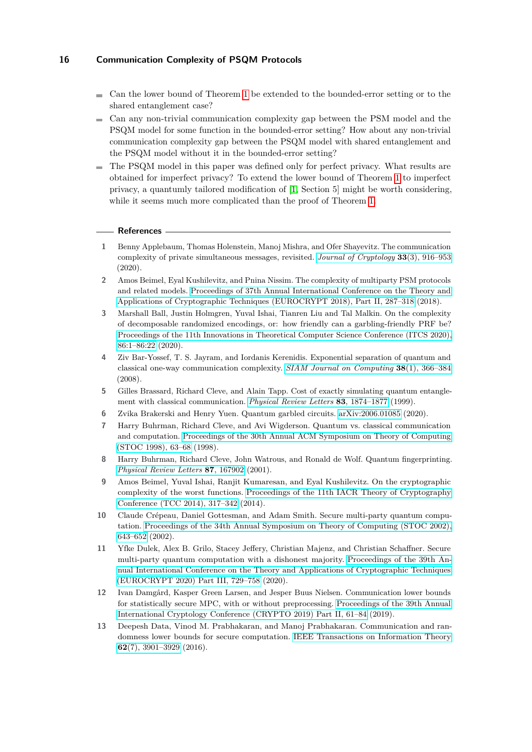- Can the lower bound of Theorem 1 be extended to the bounded-error setting or to the shared entanglement case?
- Can any non-trivial communication complexity gap between the PSM model and the PSQM model for some function in the bounded-error setting? How about any non-trivial communication complexity gap between the PSQM model with shared entanglement and the PSQM model without it in the bounded-error setting?
- The PSQM model in this paper was defined only for perfect privacy. What results are obtained for imperfect privacy? To extend the lower bound of Theorem 1 to imperfect privacy, a quantumly tailored modification of [1, Section 5] might be worth considering, while it seems much more complicated than the proof of Theorem 1.

## References

1. Benny Applebaum, Thomas Holenstein, Manoj Mishra, and Ofer Shayevitz. The communication complexity of private simultaneous messages, revisited. *Journal of Cryptology* **33**(3), 916–953 (2020).
2. Amos Beimel, Eyal Kushilevitz, and Pnina Nissim. The complexity of multiparty PSM protocols and related models. Proceedings of 37th Annual International Conference on the Theory and Applications of Cryptographic Techniques (EUROCRYPT 2018), Part II, 287–318 (2018).
3. Marshall Ball, Justin Holmgren, Yuval Ishai, Tianren Liu and Tal Malkin. On the complexity of decomposable randomized encodings, or: how friendly can a garbling-friendly PRF be? Proceedings of the 11th Innovations in Theoretical Computer Science Conference (ITCS 2020), 86:1–86:22 (2020).
4. Ziv Bar-Yossef, T. S. Jayram, and Iordanis Kerenidis. Exponential separation of quantum and classical one-way communication complexity. *SIAM Journal on Computing* **38**(1), 366–384 (2008).
5. Gilles Brassard, Richard Cleve, and Alain Tapp. Cost of exactly simulating quantum entanglement with classical communication. *Physical Review Letters* **83**, 1874–1877 (1999).
6. Zvika Brakerski and Henry Yuen. Quantum garbled circuits. arXiv:2006.01085 (2020).
7. Harry Buhrman, Richard Cleve, and Avi Wigderson. Quantum vs. classical communication and computation. Proceedings of the 30th Annual ACM Symposium on Theory of Computing (STOC 1998), 63–68 (1998).
8. Harry Buhrman, Richard Cleve, John Watrous, and Ronald de Wolf. Quantum fingerprinting. *Physical Review Letters* **87**, 167902 (2001).
9. Amos Beimel, Yuval Ishai, Ranjit Kumaresan, and Eyal Kushilevitz. On the cryptographic complexity of the worst functions. Proceedings of the 11th IACR Theory of Cryptography Conference (TCC 2014), 317–342 (2014).
10. Claude Crépeau, Daniel Gottesman, and Adam Smith. Secure multi-party quantum computation. Proceedings of the 34th Annual Symposium on Theory of Computing (STOC 2002), 643–652 (2002).
11. Yfke Dulek, Alex B. Grilo, Stacey Jeffery, Christian Majenz, and Christian Schaffner. Secure multi-party quantum computation with a dishonest majority. Proceedings of the 39th Annual International Conference on the Theory and Applications of Cryptographic Techniques (EUROCRYPT 2020) Part III, 729–758 (2020).
12. Ivan Damgård, Kasper Green Larsen, and Jesper Buus Nielsen. Communication lower bounds for statistically secure MPC, with or without preprocessing. Proceedings of the 39th Annual International Cryptology Conference (CRYPTO 2019) Part II, 61–84 (2019).
13. Deepesh Data, Vinod M. Prabhakaran, and Manoj Prabhakaran. Communication and randomness lower bounds for secure computation. IEEE Transactions on Information Theory **62**(7), 3901–3929 (2016).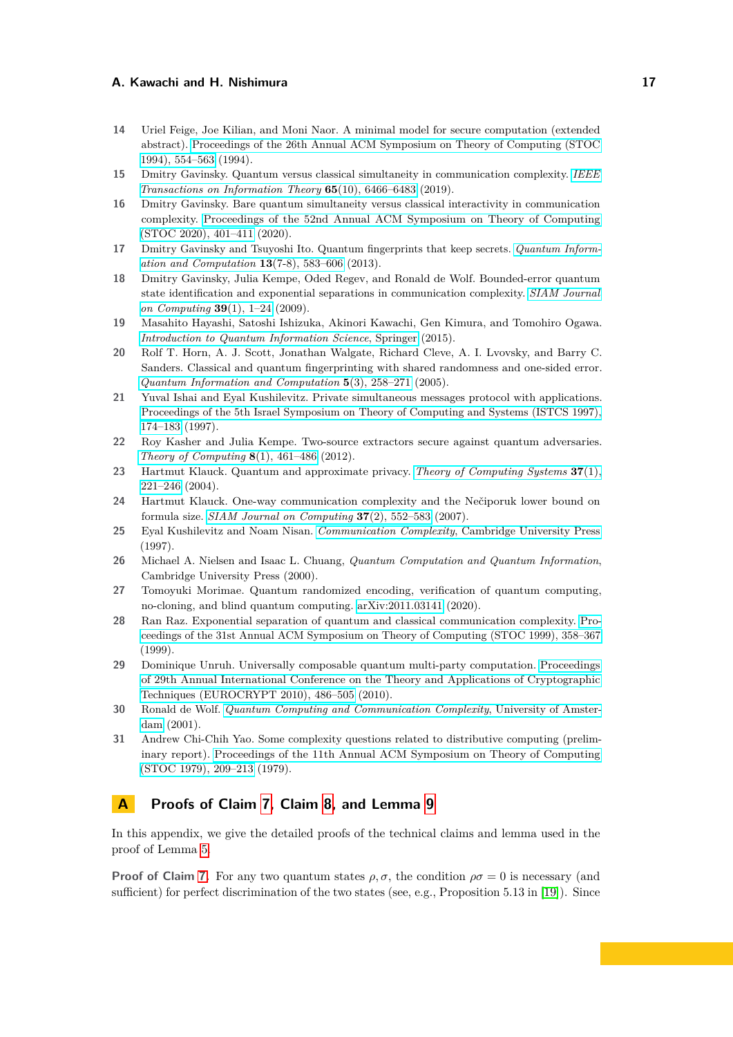14 Uriel Feige, Joe Kilian, and Moni Naor. A minimal model for secure computation (extended abstract). Proceedings of the 26th Annual ACM Symposium on Theory of Computing (STOC 1994), 554–563 (1994).

15 Dmitry Gavinsky. Quantum versus classical simultaneity in communication complexity. *IEEE Transactions on Information Theory* **65**(10), 6466–6483 (2019).

16 Dmitry Gavinsky. Bare quantum simultaneity versus classical interactivity in communication complexity. Proceedings of the 52nd Annual ACM Symposium on Theory of Computing (STOC 2020), 401–411 (2020).

17 Dmitry Gavinsky and Tsuyoshi Ito. Quantum fingerprints that keep secrets. *Quantum Information and Computation* **13**(7-8), 583–606 (2013).

18 Dmitry Gavinsky, Julia Kempe, Oded Regev, and Ronald de Wolf. Bounded-error quantum state identification and exponential separations in communication complexity. *SIAM Journal on Computing* **39**(1), 1–24 (2009).

19 Masahito Hayashi, Satoshi Ishizuka, Akinori Kawachi, Gen Kimura, and Tomohiro Ogawa. *Introduction to Quantum Information Science*, Springer (2015).

20 Rolf T. Horn, A. J. Scott, Jonathan Walgate, Richard Cleve, A. I. Lvovsky, and Barry C. Sanders. Classical and quantum fingerprinting with shared randomness and one-sided error. *Quantum Information and Computation* **5**(3), 258–271 (2005).

21 Yuval Ishai and Eyal Kushilevitz. Private simultaneous messages protocol with applications. Proceedings of the 5th Israel Symposium on Theory of Computing and Systems (ISTCS 1997), 174–183 (1997).

22 Roy Kasher and Julia Kempe. Two-source extractors secure against quantum adversaries. *Theory of Computing* **8**(1), 461–486 (2012).

23 Hartmut Klauck. Quantum and approximate privacy. *Theory of Computing Systems* **37**(1), 221–246 (2004).

24 Hartmut Klauck. One-way communication complexity and the Nečiporuk lower bound on formula size. *SIAM Journal on Computing* **37**(2), 552–583 (2007).

25 Eyal Kushilevitz and Noam Nisan. *Communication Complexity*, Cambridge University Press (1997).

26 Michael A. Nielsen and Isaac L. Chuang, *Quantum Computation and Quantum Information*, Cambridge University Press (2000).

27 Tomoyuki Morimae. Quantum randomized encoding, verification of quantum computing, no-cloning, and blind quantum computing. arXiv:2011.03141 (2020).

28 Ran Raz. Exponential separation of quantum and classical communication complexity. Proceedings of the 31st Annual ACM Symposium on Theory of Computing (STOC 1999), 358–367 (1999).

29 Dominique Unruh. Universally composable quantum multi-party computation. Proceedings of 29th Annual International Conference on the Theory and Applications of Cryptographic Techniques (EUROCRYPT 2010), 486–505 (2010).

30 Ronald de Wolf. *Quantum Computing and Communication Complexity*, University of Amsterdam (2001).

31 Andrew Chi-Chih Yao. Some complexity questions related to distributive computing (preliminary report). Proceedings of the 11th Annual ACM Symposium on Theory of Computing (STOC 1979), 209–213 (1979).

## A Proofs of Claim 7, Claim 8, and Lemma 9

In this appendix, we give the detailed proofs of the technical claims and lemma used in the proof of Lemma 5.

**Proof of Claim 7.** For any two quantum states $\rho, \sigma$, the condition $\rho\sigma = 0$ is necessary (and sufficient) for perfect discrimination of the two states (see, e.g., Proposition 5.13 in [19]). Since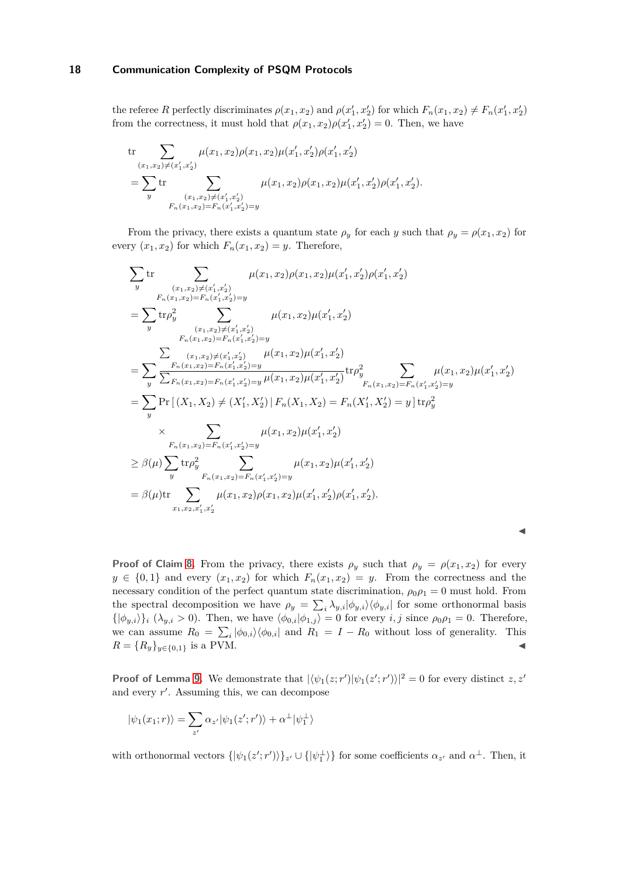the referee $R$ perfectly discriminates $\rho(x_1, x_2)$ and $\rho(x_1', x_2')$ for which $F_n(x_1, x_2) \neq F_n(x_1', x_2')$ from the correctness, it must hold that $\rho(x_1, x_2)\rho(x_1', x_2') = 0$. Then, we have

$$
\begin{aligned}
&\mathrm{tr} \sum_{(x_1,x_2)\neq(x_1',x_2')} \mu(x_1,x_2)\rho(x_1,x_2)\mu(x_1',x_2')\rho(x_1',x_2') \\
&= \sum_y \mathrm{tr} \sum_{\substack{(x_1,x_2)\neq(x_1',x_2') \\ F_n(x_1,x_2)=F_n(x_1',x_2')=y}} \mu(x_1,x_2)\rho(x_1,x_2)\mu(x_1',x_2')\rho(x_1',x_2').
\end{aligned}
$$

From the privacy, there exists a quantum state $\rho_y$ for each $y$ such that $\rho_y = \rho(x_1, x_2)$ for every $(x_1, x_2)$ for which $F_n(x_1, x_2) = y$. Therefore,

$$
\begin{aligned}
&\sum_y \mathrm{tr} \sum_{\substack{(x_1,x_2)\neq(x_1',x_2') \\ F_n(x_1,x_2)=F_n(x_1',x_2')=y}} \mu(x_1,x_2)\rho(x_1,x_2)\mu(x_1',x_2')\rho(x_1',x_2') \\
&= \sum_y \mathrm{tr}\rho_y^2 \sum_{\substack{(x_1,x_2)\neq(x_1',x_2') \\ F_n(x_1,x_2)=F_n(x_1',x_2')=y}} \mu(x_1,x_2)\mu(x_1',x_2') \\
&= \sum_y \frac{\sum_{\substack{(x_1,x_2)\neq(x_1',x_2') \\ F_n(x_1,x_2)=F_n(x_1',x_2')=y}} \mu(x_1,x_2)\mu(x_1',x_2')}{\sum_{F_n(x_1,x_2)=F_n(x_1',x_2')=y} \mu(x_1,x_2)\mu(x_1',x_2')} \mathrm{tr}\rho_y^2 \sum_{F_n(x_1,x_2)=F_n(x_1',x_2')=y} \mu(x_1,x_2)\mu(x_1',x_2') \\
&= \sum_y \Pr\left[\,(X_1,X_2)\neq(X_1',X_2') \,|\, F_n(X_1,X_2)=F_n(X_1',X_2')=y\,\right] \mathrm{tr}\rho_y^2 \\
&\qquad \times \sum_{F_n(x_1,x_2)=F_n(x_1',x_2')=y} \mu(x_1,x_2)\mu(x_1',x_2') \\
&\geq \beta(\mu) \sum_y \mathrm{tr}\rho_y^2 \sum_{F_n(x_1,x_2)=F_n(x_1',x_2')=y} \mu(x_1,x_2)\mu(x_1',x_2') \\
&= \beta(\mu)\mathrm{tr} \sum_{x_1,x_2,x_1',x_2'} \mu(x_1,x_2)\rho(x_1,x_2)\mu(x_1',x_2')\rho(x_1',x_2').
\end{aligned}
$$

◀

**Proof of Claim 8.** From the privacy, there exists $\rho_y$ such that $\rho_y = \rho(x_1, x_2)$ for every $y \in \{0, 1\}$ and every $(x_1, x_2)$ for which $F_n(x_1, x_2) = y$. From the correctness and the necessary condition of the perfect quantum state discrimination, $\rho_0\rho_1 = 0$ must hold. From the spectral decomposition we have $\rho_y = \sum_i \lambda_{y,i}|\phi_{y,i}\rangle\langle\phi_{y,i}|$ for some orthonormal basis $\{|\phi_{y,i}\rangle\}_i$ ($\lambda_{y,i} > 0$). Then, we have $\langle\phi_{0,i}|\phi_{1,j}\rangle = 0$ for every $i, j$ since $\rho_0\rho_1 = 0$. Therefore, we can assume $R_0 = \sum_i |\phi_{0,i}\rangle\langle\phi_{0,i}|$ and $R_1 = I - R_0$ without loss of generality. This $R = \{R_y\}_{y\in\{0,1\}}$ is a PVM. ◀

**Proof of Lemma 9.** We demonstrate that $|\langle\psi_1(z; r')|\psi_1(z'; r')\rangle|^2 = 0$ for every distinct $z, z'$ and every $r'$. Assuming this, we can decompose

$$
|\psi_1(x_1; r)\rangle = \sum_{z'} \alpha_{z'}|\psi_1(z'; r')\rangle + \alpha^\perp|\psi_1^\perp\rangle
$$

with orthonormal vectors $\{|\psi_1(z'; r')\rangle\}_{z'} \cup \{|\psi_1^\perp\rangle\}$ for some coefficients $\alpha_{z'}$ and $\alpha^\perp$. Then, it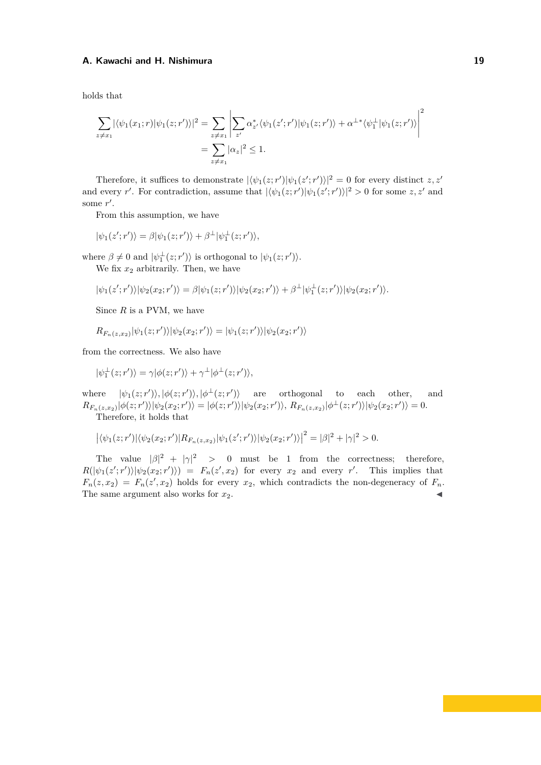holds that

$$\sum_{z\neq x_1} |\langle\psi_1(x_1;r)|\psi_1(z;r')\rangle|^2 = \sum_{z\neq x_1}\left|\sum_{z'} \alpha^*_{z'}\langle\psi_1(z';r')|\psi_1(z;r')\rangle + \alpha^{\perp *}\langle\psi_1^\perp|\psi_1(z;r')\rangle\right|^2$$
$$= \sum_{z\neq x_1}|\alpha_z|^2 \leq 1.$$

Therefore, it suffices to demonstrate $|\langle\psi_1(z;r')|\psi_1(z';r')\rangle|^2 = 0$ for every distinct $z, z'$ and every $r'$. For contradiction, assume that $|\langle\psi_1(z;r')|\psi_1(z';r')\rangle|^2 > 0$ for some $z, z'$ and some $r'$.

From this assumption, we have

$$|\psi_1(z';r')\rangle = \beta|\psi_1(z;r')\rangle + \beta^\perp|\psi_1^\perp(z;r')\rangle,$$

where $\beta \neq 0$ and $|\psi_1^\perp(z;r')\rangle$ is orthogonal to $|\psi_1(z;r')\rangle$.

We fix $x_2$ arbitrarily. Then, we have

$$|\psi_1(z';r')\rangle|\psi_2(x_2;r')\rangle = \beta|\psi_1(z;r')\rangle|\psi_2(x_2;r')\rangle + \beta^\perp|\psi_1^\perp(z;r')\rangle|\psi_2(x_2;r')\rangle.$$

Since $R$ is a PVM, we have

$$R_{F_n(z,x_2)}|\psi_1(z;r')\rangle|\psi_2(x_2;r')\rangle = |\psi_1(z;r')\rangle|\psi_2(x_2;r')\rangle$$

from the correctness. We also have

$$|\psi_1^\perp(z;r')\rangle = \gamma|\phi(z;r')\rangle + \gamma^\perp|\phi^\perp(z;r')\rangle,$$

where $|\psi_1(z;r')\rangle, |\phi(z;r')\rangle, |\phi^\perp(z;r')\rangle$ are orthogonal to each other, and $R_{F_n(z,x_2)}|\phi(z;r')\rangle|\psi_2(x_2;r')\rangle = |\phi(z;r')\rangle|\psi_2(x_2;r')\rangle$, $R_{F_n(z,x_2)}|\phi^\perp(z;r')\rangle|\psi_2(x_2;r')\rangle = 0$.

Therefore, it holds that

$$\left|\langle\psi_1(z;r')|\langle\psi_2(x_2;r')|R_{F_n(z,x_2)}|\psi_1(z';r')\rangle|\psi_2(x_2;r')\rangle\right|^2 = |\beta|^2 + |\gamma|^2 > 0.$$

The value $|\beta|^2 + |\gamma|^2 > 0$ must be 1 from the correctness; therefore, $R(|\psi_1(z';r')\rangle|\psi_2(x_2;r')\rangle) = F_n(z',x_2)$ for every $x_2$ and every $r'$. This implies that $F_n(z,x_2) = F_n(z',x_2)$ holds for every $x_2$, which contradicts the non-degeneracy of $F_n$. The same argument also works for $x_2$. ◀